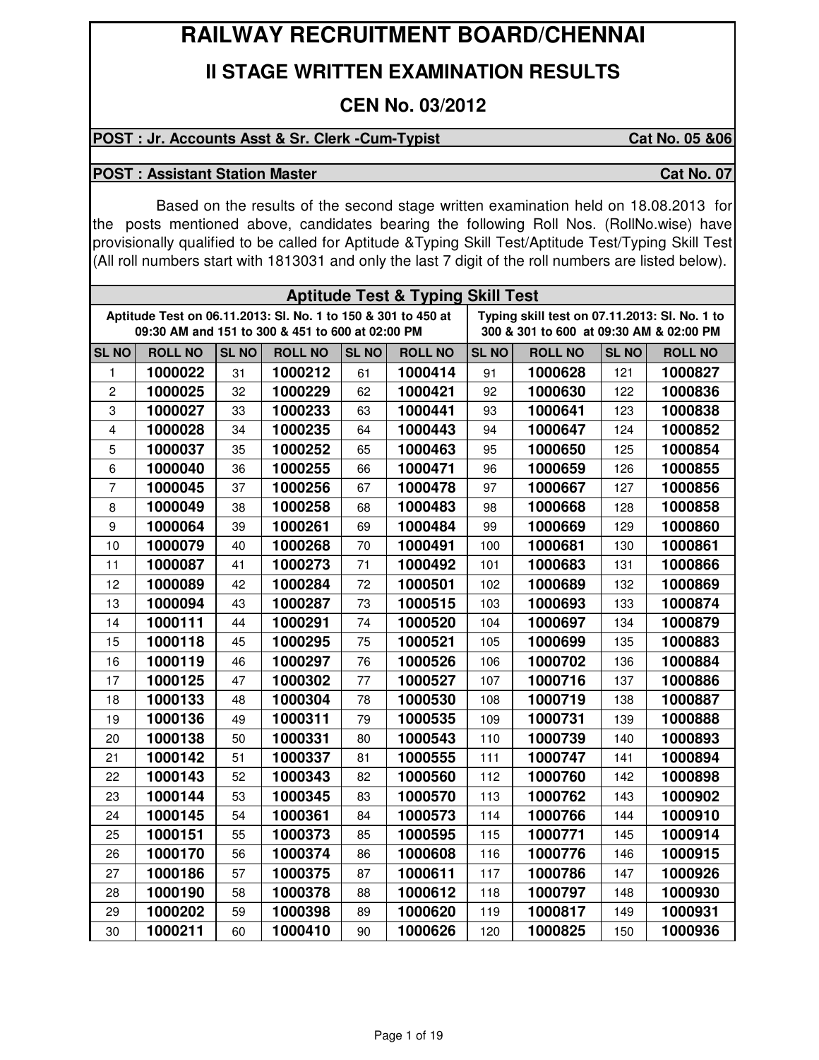# RAILWAY RECRUITMENT BOARD/CHENNAI

## II STAGE WRITTEN EXAMINATION RESULTS

### CEN No. 03/2012

**POST : Jr. Accounts Asst & Sr. Clerk -Cum-Typist** **Cat No. 05 &06**

**POST : Assistant Station Master** **Cat No. 07**

Based on the results of the second stage written examination held on 18.08.2013 for the posts mentioned above, candidates bearing the following Roll Nos. (RollNo.wise) have provisionally qualified to be called for Aptitude &Typing Skill Test/Aptitude Test/Typing Skill Test (All roll numbers start with 1813031 and only the last 7 digit of the roll numbers are listed below).

**Aptitude Test & Typing Skill Test**

Aptitude Test on 06.11.2013: Sl. No. 1 to 150 & 301 to 450 at 09:30 AM and 151 to 300 & 451 to 600 at 02:00 PM

Typing skill test on 07.11.2013: Sl. No. 1 to 300 & 301 to 600 at 09:30 AM & 02:00 PM

| SL NO | ROLL NO | SL NO | ROLL NO | SL NO | ROLL NO | SL NO | ROLL NO | SL NO | ROLL NO |
|---|---|---|---|---|---|---|---|---|---|
| 1 | 1000022 | 31 | 1000212 | 61 | 1000414 | 91 | 1000628 | 121 | 1000827 |
| 2 | 1000025 | 32 | 1000229 | 62 | 1000421 | 92 | 1000630 | 122 | 1000836 |
| 3 | 1000027 | 33 | 1000233 | 63 | 1000441 | 93 | 1000641 | 123 | 1000838 |
| 4 | 1000028 | 34 | 1000235 | 64 | 1000443 | 94 | 1000647 | 124 | 1000852 |
| 5 | 1000037 | 35 | 1000252 | 65 | 1000463 | 95 | 1000650 | 125 | 1000854 |
| 6 | 1000040 | 36 | 1000255 | 66 | 1000471 | 96 | 1000659 | 126 | 1000855 |
| 7 | 1000045 | 37 | 1000256 | 67 | 1000478 | 97 | 1000667 | 127 | 1000856 |
| 8 | 1000049 | 38 | 1000258 | 68 | 1000483 | 98 | 1000668 | 128 | 1000858 |
| 9 | 1000064 | 39 | 1000261 | 69 | 1000484 | 99 | 1000669 | 129 | 1000860 |
| 10 | 1000079 | 40 | 1000268 | 70 | 1000491 | 100 | 1000681 | 130 | 1000861 |
| 11 | 1000087 | 41 | 1000273 | 71 | 1000492 | 101 | 1000683 | 131 | 1000866 |
| 12 | 1000089 | 42 | 1000284 | 72 | 1000501 | 102 | 1000689 | 132 | 1000869 |
| 13 | 1000094 | 43 | 1000287 | 73 | 1000515 | 103 | 1000693 | 133 | 1000874 |
| 14 | 1000111 | 44 | 1000291 | 74 | 1000520 | 104 | 1000697 | 134 | 1000879 |
| 15 | 1000118 | 45 | 1000295 | 75 | 1000521 | 105 | 1000699 | 135 | 1000883 |
| 16 | 1000119 | 46 | 1000297 | 76 | 1000526 | 106 | 1000702 | 136 | 1000884 |
| 17 | 1000125 | 47 | 1000302 | 77 | 1000527 | 107 | 1000716 | 137 | 1000886 |
| 18 | 1000133 | 48 | 1000304 | 78 | 1000530 | 108 | 1000719 | 138 | 1000887 |
| 19 | 1000136 | 49 | 1000311 | 79 | 1000535 | 109 | 1000731 | 139 | 1000888 |
| 20 | 1000138 | 50 | 1000331 | 80 | 1000543 | 110 | 1000739 | 140 | 1000893 |
| 21 | 1000142 | 51 | 1000337 | 81 | 1000555 | 111 | 1000747 | 141 | 1000894 |
| 22 | 1000143 | 52 | 1000343 | 82 | 1000560 | 112 | 1000760 | 142 | 1000898 |
| 23 | 1000144 | 53 | 1000345 | 83 | 1000570 | 113 | 1000762 | 143 | 1000902 |
| 24 | 1000145 | 54 | 1000361 | 84 | 1000573 | 114 | 1000766 | 144 | 1000910 |
| 25 | 1000151 | 55 | 1000373 | 85 | 1000595 | 115 | 1000771 | 145 | 1000914 |
| 26 | 1000170 | 56 | 1000374 | 86 | 1000608 | 116 | 1000776 | 146 | 1000915 |
| 27 | 1000186 | 57 | 1000375 | 87 | 1000611 | 117 | 1000786 | 147 | 1000926 |
| 28 | 1000190 | 58 | 1000378 | 88 | 1000612 | 118 | 1000797 | 148 | 1000930 |
| 29 | 1000202 | 59 | 1000398 | 89 | 1000620 | 119 | 1000817 | 149 | 1000931 |
| 30 | 1000211 | 60 | 1000410 | 90 | 1000626 | 120 | 1000825 | 150 | 1000936 |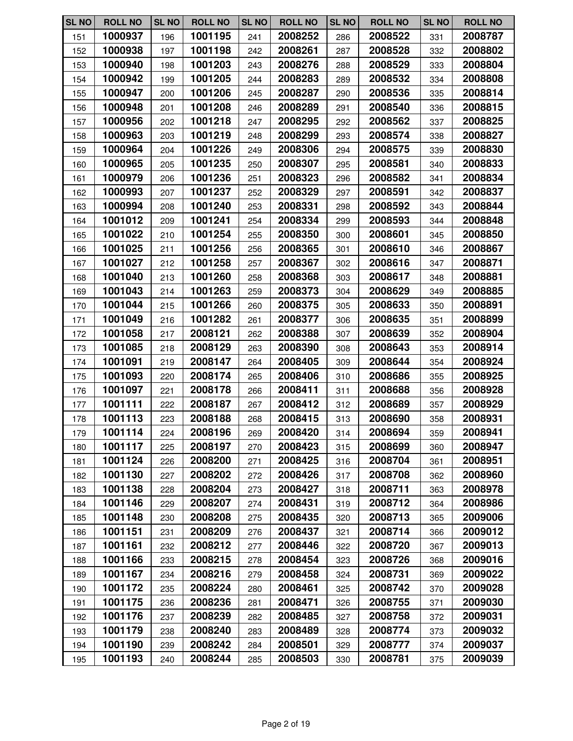| SL NO | ROLL NO | SL NO | ROLL NO | SL NO | ROLL NO | SL NO | ROLL NO | SL NO | ROLL NO |
|---|---|---|---|---|---|---|---|---|---|
| 151 | **1000937** | 196 | **1001195** | 241 | **2008252** | 286 | **2008522** | 331 | **2008787** |
| 152 | **1000938** | 197 | **1001198** | 242 | **2008261** | 287 | **2008528** | 332 | **2008802** |
| 153 | **1000940** | 198 | **1001203** | 243 | **2008276** | 288 | **2008529** | 333 | **2008804** |
| 154 | **1000942** | 199 | **1001205** | 244 | **2008283** | 289 | **2008532** | 334 | **2008808** |
| 155 | **1000947** | 200 | **1001206** | 245 | **2008287** | 290 | **2008536** | 335 | **2008814** |
| 156 | **1000948** | 201 | **1001208** | 246 | **2008289** | 291 | **2008540** | 336 | **2008815** |
| 157 | **1000956** | 202 | **1001218** | 247 | **2008295** | 292 | **2008562** | 337 | **2008825** |
| 158 | **1000963** | 203 | **1001219** | 248 | **2008299** | 293 | **2008574** | 338 | **2008827** |
| 159 | **1000964** | 204 | **1001226** | 249 | **2008306** | 294 | **2008575** | 339 | **2008830** |
| 160 | **1000965** | 205 | **1001235** | 250 | **2008307** | 295 | **2008581** | 340 | **2008833** |
| 161 | **1000979** | 206 | **1001236** | 251 | **2008323** | 296 | **2008582** | 341 | **2008834** |
| 162 | **1000993** | 207 | **1001237** | 252 | **2008329** | 297 | **2008591** | 342 | **2008837** |
| 163 | **1000994** | 208 | **1001240** | 253 | **2008331** | 298 | **2008592** | 343 | **2008844** |
| 164 | **1001012** | 209 | **1001241** | 254 | **2008334** | 299 | **2008593** | 344 | **2008848** |
| 165 | **1001022** | 210 | **1001254** | 255 | **2008350** | 300 | **2008601** | 345 | **2008850** |
| 166 | **1001025** | 211 | **1001256** | 256 | **2008365** | 301 | **2008610** | 346 | **2008867** |
| 167 | **1001027** | 212 | **1001258** | 257 | **2008367** | 302 | **2008616** | 347 | **2008871** |
| 168 | **1001040** | 213 | **1001260** | 258 | **2008368** | 303 | **2008617** | 348 | **2008881** |
| 169 | **1001043** | 214 | **1001263** | 259 | **2008373** | 304 | **2008629** | 349 | **2008885** |
| 170 | **1001044** | 215 | **1001266** | 260 | **2008375** | 305 | **2008633** | 350 | **2008891** |
| 171 | **1001049** | 216 | **1001282** | 261 | **2008377** | 306 | **2008635** | 351 | **2008899** |
| 172 | **1001058** | 217 | **2008121** | 262 | **2008388** | 307 | **2008639** | 352 | **2008904** |
| 173 | **1001085** | 218 | **2008129** | 263 | **2008390** | 308 | **2008643** | 353 | **2008914** |
| 174 | **1001091** | 219 | **2008147** | 264 | **2008405** | 309 | **2008644** | 354 | **2008924** |
| 175 | **1001093** | 220 | **2008174** | 265 | **2008406** | 310 | **2008686** | 355 | **2008925** |
| 176 | **1001097** | 221 | **2008178** | 266 | **2008411** | 311 | **2008688** | 356 | **2008928** |
| 177 | **1001111** | 222 | **2008187** | 267 | **2008412** | 312 | **2008689** | 357 | **2008929** |
| 178 | **1001113** | 223 | **2008188** | 268 | **2008415** | 313 | **2008690** | 358 | **2008931** |
| 179 | **1001114** | 224 | **2008196** | 269 | **2008420** | 314 | **2008694** | 359 | **2008941** |
| 180 | **1001117** | 225 | **2008197** | 270 | **2008423** | 315 | **2008699** | 360 | **2008947** |
| 181 | **1001124** | 226 | **2008200** | 271 | **2008425** | 316 | **2008704** | 361 | **2008951** |
| 182 | **1001130** | 227 | **2008202** | 272 | **2008426** | 317 | **2008708** | 362 | **2008960** |
| 183 | **1001138** | 228 | **2008204** | 273 | **2008427** | 318 | **2008711** | 363 | **2008978** |
| 184 | **1001146** | 229 | **2008207** | 274 | **2008431** | 319 | **2008712** | 364 | **2008986** |
| 185 | **1001148** | 230 | **2008208** | 275 | **2008435** | 320 | **2008713** | 365 | **2009006** |
| 186 | **1001151** | 231 | **2008209** | 276 | **2008437** | 321 | **2008714** | 366 | **2009012** |
| 187 | **1001161** | 232 | **2008212** | 277 | **2008446** | 322 | **2008720** | 367 | **2009013** |
| 188 | **1001166** | 233 | **2008215** | 278 | **2008454** | 323 | **2008726** | 368 | **2009016** |
| 189 | **1001167** | 234 | **2008216** | 279 | **2008458** | 324 | **2008731** | 369 | **2009022** |
| 190 | **1001172** | 235 | **2008224** | 280 | **2008461** | 325 | **2008742** | 370 | **2009028** |
| 191 | **1001175** | 236 | **2008236** | 281 | **2008471** | 326 | **2008755** | 371 | **2009030** |
| 192 | **1001176** | 237 | **2008239** | 282 | **2008485** | 327 | **2008758** | 372 | **2009031** |
| 193 | **1001179** | 238 | **2008240** | 283 | **2008489** | 328 | **2008774** | 373 | **2009032** |
| 194 | **1001190** | 239 | **2008242** | 284 | **2008501** | 329 | **2008777** | 374 | **2009037** |
| 195 | **1001193** | 240 | **2008244** | 285 | **2008503** | 330 | **2008781** | 375 | **2009039** |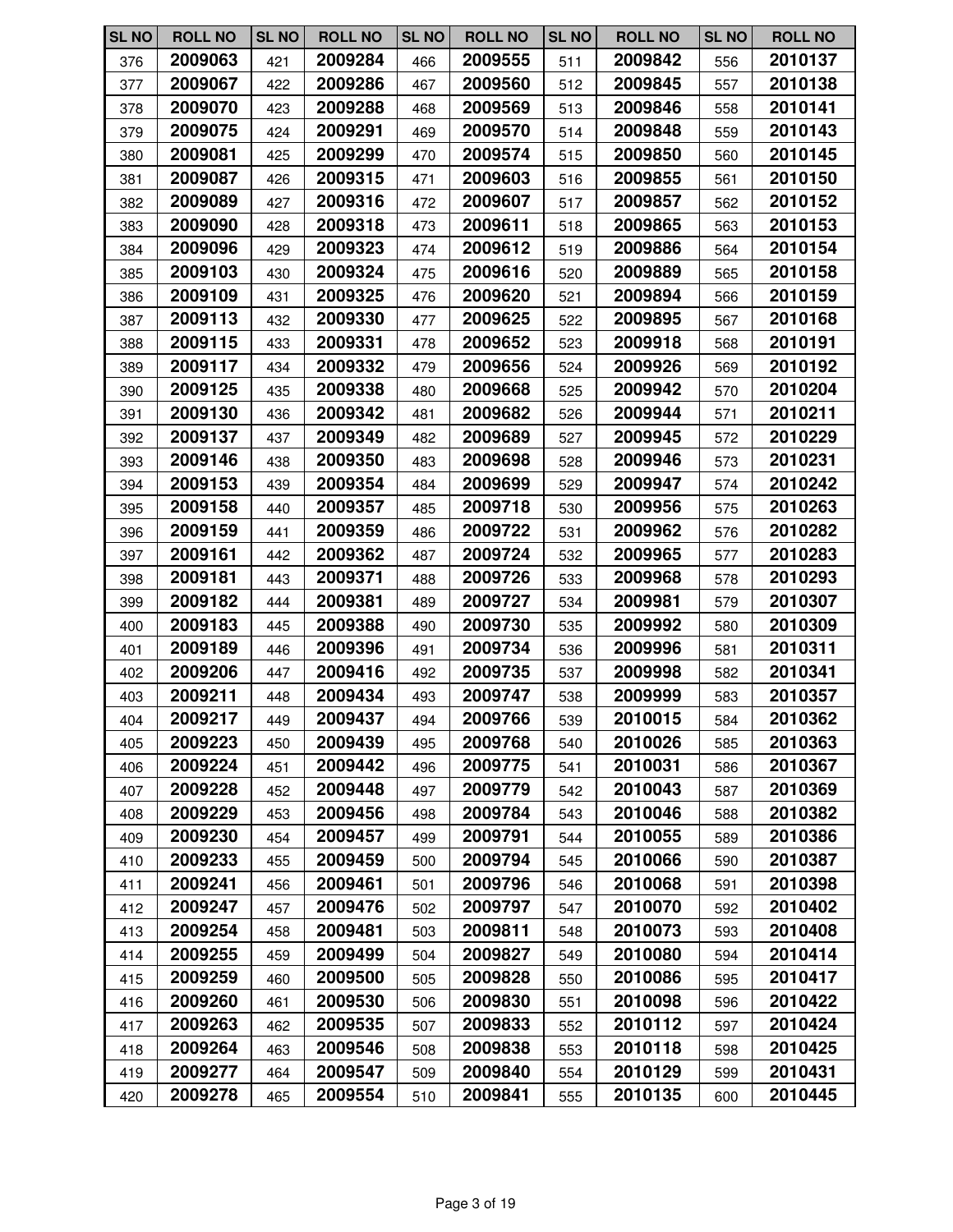| SL NO | ROLL NO | SL NO | ROLL NO | SL NO | ROLL NO | SL NO | ROLL NO | SL NO | ROLL NO |
|---|---|---|---|---|---|---|---|---|---|
| 376 | **2009063** | 421 | **2009284** | 466 | **2009555** | 511 | **2009842** | 556 | **2010137** |
| 377 | **2009067** | 422 | **2009286** | 467 | **2009560** | 512 | **2009845** | 557 | **2010138** |
| 378 | **2009070** | 423 | **2009288** | 468 | **2009569** | 513 | **2009846** | 558 | **2010141** |
| 379 | **2009075** | 424 | **2009291** | 469 | **2009570** | 514 | **2009848** | 559 | **2010143** |
| 380 | **2009081** | 425 | **2009299** | 470 | **2009574** | 515 | **2009850** | 560 | **2010145** |
| 381 | **2009087** | 426 | **2009315** | 471 | **2009603** | 516 | **2009855** | 561 | **2010150** |
| 382 | **2009089** | 427 | **2009316** | 472 | **2009607** | 517 | **2009857** | 562 | **2010152** |
| 383 | **2009090** | 428 | **2009318** | 473 | **2009611** | 518 | **2009865** | 563 | **2010153** |
| 384 | **2009096** | 429 | **2009323** | 474 | **2009612** | 519 | **2009886** | 564 | **2010154** |
| 385 | **2009103** | 430 | **2009324** | 475 | **2009616** | 520 | **2009889** | 565 | **2010158** |
| 386 | **2009109** | 431 | **2009325** | 476 | **2009620** | 521 | **2009894** | 566 | **2010159** |
| 387 | **2009113** | 432 | **2009330** | 477 | **2009625** | 522 | **2009895** | 567 | **2010168** |
| 388 | **2009115** | 433 | **2009331** | 478 | **2009652** | 523 | **2009918** | 568 | **2010191** |
| 389 | **2009117** | 434 | **2009332** | 479 | **2009656** | 524 | **2009926** | 569 | **2010192** |
| 390 | **2009125** | 435 | **2009338** | 480 | **2009668** | 525 | **2009942** | 570 | **2010204** |
| 391 | **2009130** | 436 | **2009342** | 481 | **2009682** | 526 | **2009944** | 571 | **2010211** |
| 392 | **2009137** | 437 | **2009349** | 482 | **2009689** | 527 | **2009945** | 572 | **2010229** |
| 393 | **2009146** | 438 | **2009350** | 483 | **2009698** | 528 | **2009946** | 573 | **2010231** |
| 394 | **2009153** | 439 | **2009354** | 484 | **2009699** | 529 | **2009947** | 574 | **2010242** |
| 395 | **2009158** | 440 | **2009357** | 485 | **2009718** | 530 | **2009956** | 575 | **2010263** |
| 396 | **2009159** | 441 | **2009359** | 486 | **2009722** | 531 | **2009962** | 576 | **2010282** |
| 397 | **2009161** | 442 | **2009362** | 487 | **2009724** | 532 | **2009965** | 577 | **2010283** |
| 398 | **2009181** | 443 | **2009371** | 488 | **2009726** | 533 | **2009968** | 578 | **2010293** |
| 399 | **2009182** | 444 | **2009381** | 489 | **2009727** | 534 | **2009981** | 579 | **2010307** |
| 400 | **2009183** | 445 | **2009388** | 490 | **2009730** | 535 | **2009992** | 580 | **2010309** |
| 401 | **2009189** | 446 | **2009396** | 491 | **2009734** | 536 | **2009996** | 581 | **2010311** |
| 402 | **2009206** | 447 | **2009416** | 492 | **2009735** | 537 | **2009998** | 582 | **2010341** |
| 403 | **2009211** | 448 | **2009434** | 493 | **2009747** | 538 | **2009999** | 583 | **2010357** |
| 404 | **2009217** | 449 | **2009437** | 494 | **2009766** | 539 | **2010015** | 584 | **2010362** |
| 405 | **2009223** | 450 | **2009439** | 495 | **2009768** | 540 | **2010026** | 585 | **2010363** |
| 406 | **2009224** | 451 | **2009442** | 496 | **2009775** | 541 | **2010031** | 586 | **2010367** |
| 407 | **2009228** | 452 | **2009448** | 497 | **2009779** | 542 | **2010043** | 587 | **2010369** |
| 408 | **2009229** | 453 | **2009456** | 498 | **2009784** | 543 | **2010046** | 588 | **2010382** |
| 409 | **2009230** | 454 | **2009457** | 499 | **2009791** | 544 | **2010055** | 589 | **2010386** |
| 410 | **2009233** | 455 | **2009459** | 500 | **2009794** | 545 | **2010066** | 590 | **2010387** |
| 411 | **2009241** | 456 | **2009461** | 501 | **2009796** | 546 | **2010068** | 591 | **2010398** |
| 412 | **2009247** | 457 | **2009476** | 502 | **2009797** | 547 | **2010070** | 592 | **2010402** |
| 413 | **2009254** | 458 | **2009481** | 503 | **2009811** | 548 | **2010073** | 593 | **2010408** |
| 414 | **2009255** | 459 | **2009499** | 504 | **2009827** | 549 | **2010080** | 594 | **2010414** |
| 415 | **2009259** | 460 | **2009500** | 505 | **2009828** | 550 | **2010086** | 595 | **2010417** |
| 416 | **2009260** | 461 | **2009530** | 506 | **2009830** | 551 | **2010098** | 596 | **2010422** |
| 417 | **2009263** | 462 | **2009535** | 507 | **2009833** | 552 | **2010112** | 597 | **2010424** |
| 418 | **2009264** | 463 | **2009546** | 508 | **2009838** | 553 | **2010118** | 598 | **2010425** |
| 419 | **2009277** | 464 | **2009547** | 509 | **2009840** | 554 | **2010129** | 599 | **2010431** |
| 420 | **2009278** | 465 | **2009554** | 510 | **2009841** | 555 | **2010135** | 600 | **2010445** |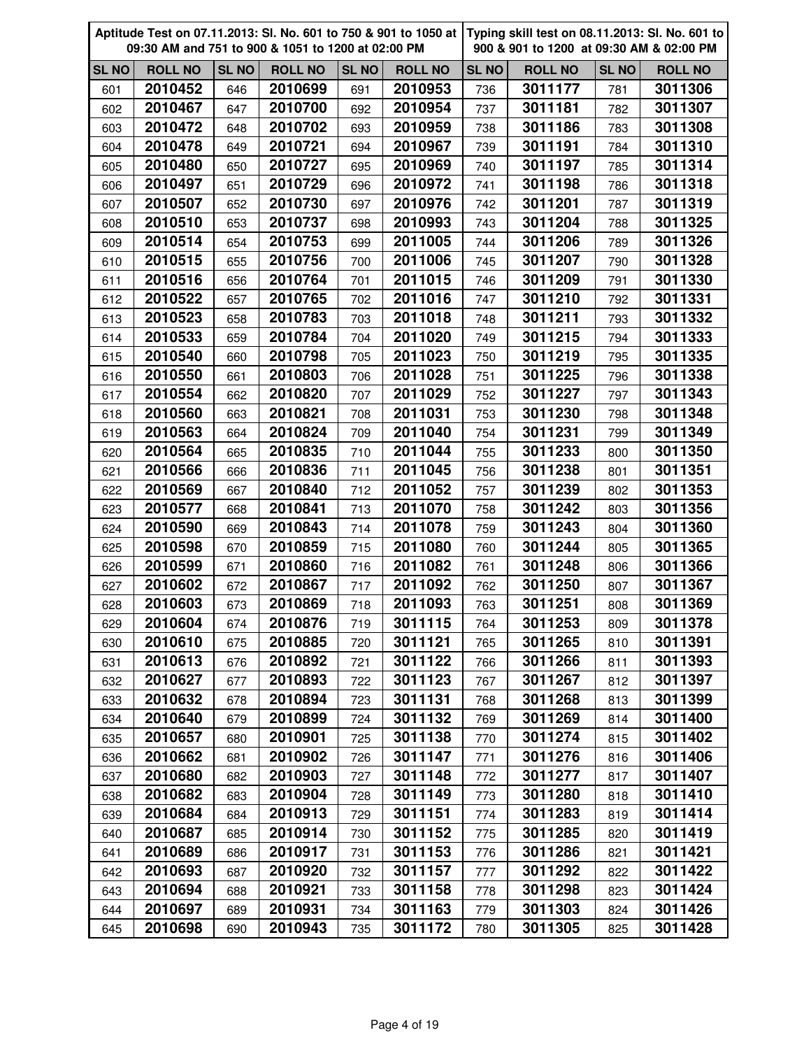| Aptitude Test on 07.11.2013: Sl. No. 601 to 750 & 901 to 1050 at 09:30 AM and 751 to 900 & 1051 to 1200 at 02:00 PM | | | | | | Typing skill test on 08.11.2013: Sl. No. 601 to 900 & 901 to 1200 at 09:30 AM & 02:00 PM | | | |
|---|---|---|---|---|---|---|---|---|---|
| SL NO | ROLL NO | SL NO | ROLL NO | SL NO | ROLL NO | SL NO | ROLL NO | SL NO | ROLL NO |
| 601 | 2010452 | 646 | 2010699 | 691 | 2010953 | 736 | 3011177 | 781 | 3011306 |
| 602 | 2010467 | 647 | 2010700 | 692 | 2010954 | 737 | 3011181 | 782 | 3011307 |
| 603 | 2010472 | 648 | 2010702 | 693 | 2010959 | 738 | 3011186 | 783 | 3011308 |
| 604 | 2010478 | 649 | 2010721 | 694 | 2010967 | 739 | 3011191 | 784 | 3011310 |
| 605 | 2010480 | 650 | 2010727 | 695 | 2010969 | 740 | 3011197 | 785 | 3011314 |
| 606 | 2010497 | 651 | 2010729 | 696 | 2010972 | 741 | 3011198 | 786 | 3011318 |
| 607 | 2010507 | 652 | 2010730 | 697 | 2010976 | 742 | 3011201 | 787 | 3011319 |
| 608 | 2010510 | 653 | 2010737 | 698 | 2010993 | 743 | 3011204 | 788 | 3011325 |
| 609 | 2010514 | 654 | 2010753 | 699 | 2011005 | 744 | 3011206 | 789 | 3011326 |
| 610 | 2010515 | 655 | 2010756 | 700 | 2011006 | 745 | 3011207 | 790 | 3011328 |
| 611 | 2010516 | 656 | 2010764 | 701 | 2011015 | 746 | 3011209 | 791 | 3011330 |
| 612 | 2010522 | 657 | 2010765 | 702 | 2011016 | 747 | 3011210 | 792 | 3011331 |
| 613 | 2010523 | 658 | 2010783 | 703 | 2011018 | 748 | 3011211 | 793 | 3011332 |
| 614 | 2010533 | 659 | 2010784 | 704 | 2011020 | 749 | 3011215 | 794 | 3011333 |
| 615 | 2010540 | 660 | 2010798 | 705 | 2011023 | 750 | 3011219 | 795 | 3011335 |
| 616 | 2010550 | 661 | 2010803 | 706 | 2011028 | 751 | 3011225 | 796 | 3011338 |
| 617 | 2010554 | 662 | 2010820 | 707 | 2011029 | 752 | 3011227 | 797 | 3011343 |
| 618 | 2010560 | 663 | 2010821 | 708 | 2011031 | 753 | 3011230 | 798 | 3011348 |
| 619 | 2010563 | 664 | 2010824 | 709 | 2011040 | 754 | 3011231 | 799 | 3011349 |
| 620 | 2010564 | 665 | 2010835 | 710 | 2011044 | 755 | 3011233 | 800 | 3011350 |
| 621 | 2010566 | 666 | 2010836 | 711 | 2011045 | 756 | 3011238 | 801 | 3011351 |
| 622 | 2010569 | 667 | 2010840 | 712 | 2011052 | 757 | 3011239 | 802 | 3011353 |
| 623 | 2010577 | 668 | 2010841 | 713 | 2011070 | 758 | 3011242 | 803 | 3011356 |
| 624 | 2010590 | 669 | 2010843 | 714 | 2011078 | 759 | 3011243 | 804 | 3011360 |
| 625 | 2010598 | 670 | 2010859 | 715 | 2011080 | 760 | 3011244 | 805 | 3011365 |
| 626 | 2010599 | 671 | 2010860 | 716 | 2011082 | 761 | 3011248 | 806 | 3011366 |
| 627 | 2010602 | 672 | 2010867 | 717 | 2011092 | 762 | 3011250 | 807 | 3011367 |
| 628 | 2010603 | 673 | 2010869 | 718 | 2011093 | 763 | 3011251 | 808 | 3011369 |
| 629 | 2010604 | 674 | 2010876 | 719 | 3011115 | 764 | 3011253 | 809 | 3011378 |
| 630 | 2010610 | 675 | 2010885 | 720 | 3011121 | 765 | 3011265 | 810 | 3011391 |
| 631 | 2010613 | 676 | 2010892 | 721 | 3011122 | 766 | 3011266 | 811 | 3011393 |
| 632 | 2010627 | 677 | 2010893 | 722 | 3011123 | 767 | 3011267 | 812 | 3011397 |
| 633 | 2010632 | 678 | 2010894 | 723 | 3011131 | 768 | 3011268 | 813 | 3011399 |
| 634 | 2010640 | 679 | 2010899 | 724 | 3011132 | 769 | 3011269 | 814 | 3011400 |
| 635 | 2010657 | 680 | 2010901 | 725 | 3011138 | 770 | 3011274 | 815 | 3011402 |
| 636 | 2010662 | 681 | 2010902 | 726 | 3011147 | 771 | 3011276 | 816 | 3011406 |
| 637 | 2010680 | 682 | 2010903 | 727 | 3011148 | 772 | 3011277 | 817 | 3011407 |
| 638 | 2010682 | 683 | 2010904 | 728 | 3011149 | 773 | 3011280 | 818 | 3011410 |
| 639 | 2010684 | 684 | 2010913 | 729 | 3011151 | 774 | 3011283 | 819 | 3011414 |
| 640 | 2010687 | 685 | 2010914 | 730 | 3011152 | 775 | 3011285 | 820 | 3011419 |
| 641 | 2010689 | 686 | 2010917 | 731 | 3011153 | 776 | 3011286 | 821 | 3011421 |
| 642 | 2010693 | 687 | 2010920 | 732 | 3011157 | 777 | 3011292 | 822 | 3011422 |
| 643 | 2010694 | 688 | 2010921 | 733 | 3011158 | 778 | 3011298 | 823 | 3011424 |
| 644 | 2010697 | 689 | 2010931 | 734 | 3011163 | 779 | 3011303 | 824 | 3011426 |
| 645 | 2010698 | 690 | 2010943 | 735 | 3011172 | 780 | 3011305 | 825 | 3011428 |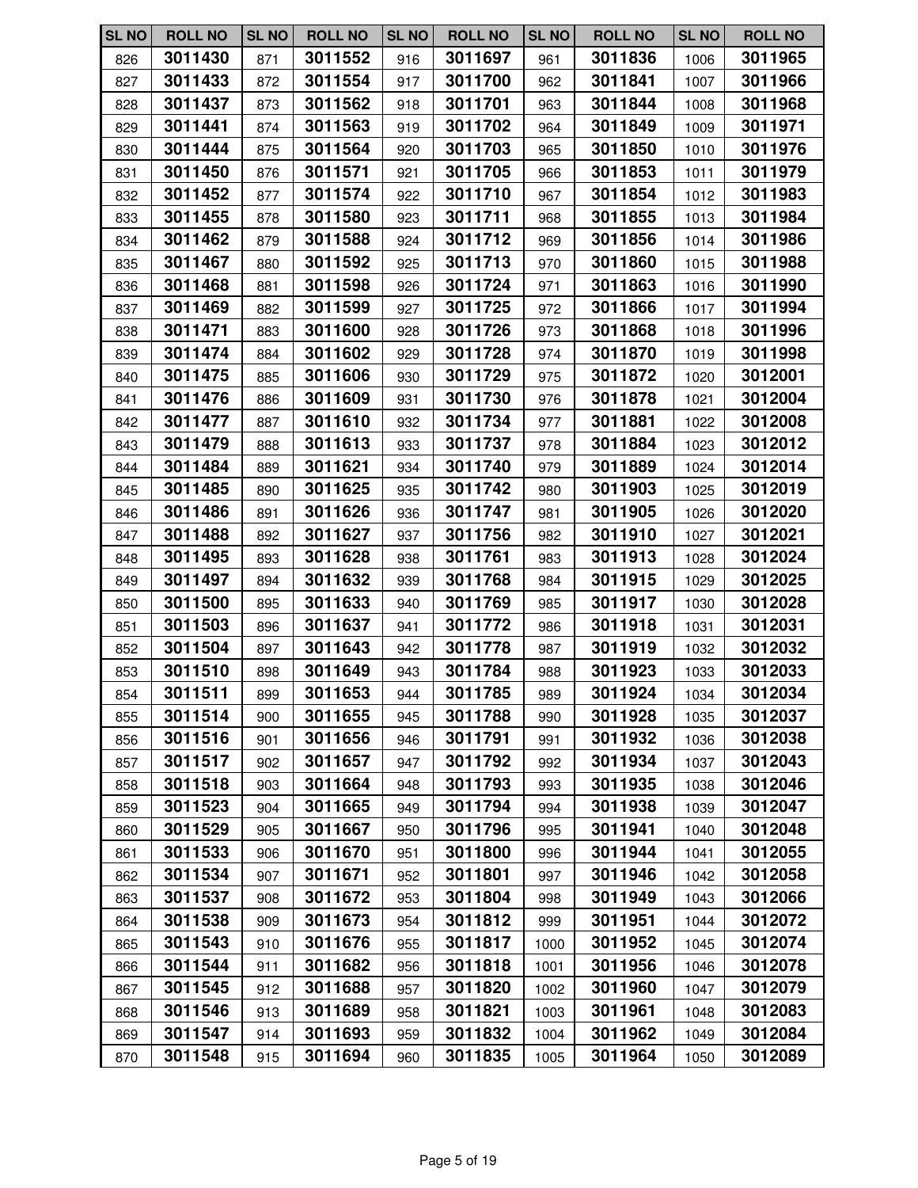| SL NO | ROLL NO | SL NO | ROLL NO | SL NO | ROLL NO | SL NO | ROLL NO | SL NO | ROLL NO |
|---|---|---|---|---|---|---|---|---|---|
| 826 | 3011430 | 871 | 3011552 | 916 | 3011697 | 961 | 3011836 | 1006 | 3011965 |
| 827 | 3011433 | 872 | 3011554 | 917 | 3011700 | 962 | 3011841 | 1007 | 3011966 |
| 828 | 3011437 | 873 | 3011562 | 918 | 3011701 | 963 | 3011844 | 1008 | 3011968 |
| 829 | 3011441 | 874 | 3011563 | 919 | 3011702 | 964 | 3011849 | 1009 | 3011971 |
| 830 | 3011444 | 875 | 3011564 | 920 | 3011703 | 965 | 3011850 | 1010 | 3011976 |
| 831 | 3011450 | 876 | 3011571 | 921 | 3011705 | 966 | 3011853 | 1011 | 3011979 |
| 832 | 3011452 | 877 | 3011574 | 922 | 3011710 | 967 | 3011854 | 1012 | 3011983 |
| 833 | 3011455 | 878 | 3011580 | 923 | 3011711 | 968 | 3011855 | 1013 | 3011984 |
| 834 | 3011462 | 879 | 3011588 | 924 | 3011712 | 969 | 3011856 | 1014 | 3011986 |
| 835 | 3011467 | 880 | 3011592 | 925 | 3011713 | 970 | 3011860 | 1015 | 3011988 |
| 836 | 3011468 | 881 | 3011598 | 926 | 3011724 | 971 | 3011863 | 1016 | 3011990 |
| 837 | 3011469 | 882 | 3011599 | 927 | 3011725 | 972 | 3011866 | 1017 | 3011994 |
| 838 | 3011471 | 883 | 3011600 | 928 | 3011726 | 973 | 3011868 | 1018 | 3011996 |
| 839 | 3011474 | 884 | 3011602 | 929 | 3011728 | 974 | 3011870 | 1019 | 3011998 |
| 840 | 3011475 | 885 | 3011606 | 930 | 3011729 | 975 | 3011872 | 1020 | 3012001 |
| 841 | 3011476 | 886 | 3011609 | 931 | 3011730 | 976 | 3011878 | 1021 | 3012004 |
| 842 | 3011477 | 887 | 3011610 | 932 | 3011734 | 977 | 3011881 | 1022 | 3012008 |
| 843 | 3011479 | 888 | 3011613 | 933 | 3011737 | 978 | 3011884 | 1023 | 3012012 |
| 844 | 3011484 | 889 | 3011621 | 934 | 3011740 | 979 | 3011889 | 1024 | 3012014 |
| 845 | 3011485 | 890 | 3011625 | 935 | 3011742 | 980 | 3011903 | 1025 | 3012019 |
| 846 | 3011486 | 891 | 3011626 | 936 | 3011747 | 981 | 3011905 | 1026 | 3012020 |
| 847 | 3011488 | 892 | 3011627 | 937 | 3011756 | 982 | 3011910 | 1027 | 3012021 |
| 848 | 3011495 | 893 | 3011628 | 938 | 3011761 | 983 | 3011913 | 1028 | 3012024 |
| 849 | 3011497 | 894 | 3011632 | 939 | 3011768 | 984 | 3011915 | 1029 | 3012025 |
| 850 | 3011500 | 895 | 3011633 | 940 | 3011769 | 985 | 3011917 | 1030 | 3012028 |
| 851 | 3011503 | 896 | 3011637 | 941 | 3011772 | 986 | 3011918 | 1031 | 3012031 |
| 852 | 3011504 | 897 | 3011643 | 942 | 3011778 | 987 | 3011919 | 1032 | 3012032 |
| 853 | 3011510 | 898 | 3011649 | 943 | 3011784 | 988 | 3011923 | 1033 | 3012033 |
| 854 | 3011511 | 899 | 3011653 | 944 | 3011785 | 989 | 3011924 | 1034 | 3012034 |
| 855 | 3011514 | 900 | 3011655 | 945 | 3011788 | 990 | 3011928 | 1035 | 3012037 |
| 856 | 3011516 | 901 | 3011656 | 946 | 3011791 | 991 | 3011932 | 1036 | 3012038 |
| 857 | 3011517 | 902 | 3011657 | 947 | 3011792 | 992 | 3011934 | 1037 | 3012043 |
| 858 | 3011518 | 903 | 3011664 | 948 | 3011793 | 993 | 3011935 | 1038 | 3012046 |
| 859 | 3011523 | 904 | 3011665 | 949 | 3011794 | 994 | 3011938 | 1039 | 3012047 |
| 860 | 3011529 | 905 | 3011667 | 950 | 3011796 | 995 | 3011941 | 1040 | 3012048 |
| 861 | 3011533 | 906 | 3011670 | 951 | 3011800 | 996 | 3011944 | 1041 | 3012055 |
| 862 | 3011534 | 907 | 3011671 | 952 | 3011801 | 997 | 3011946 | 1042 | 3012058 |
| 863 | 3011537 | 908 | 3011672 | 953 | 3011804 | 998 | 3011949 | 1043 | 3012066 |
| 864 | 3011538 | 909 | 3011673 | 954 | 3011812 | 999 | 3011951 | 1044 | 3012072 |
| 865 | 3011543 | 910 | 3011676 | 955 | 3011817 | 1000 | 3011952 | 1045 | 3012074 |
| 866 | 3011544 | 911 | 3011682 | 956 | 3011818 | 1001 | 3011956 | 1046 | 3012078 |
| 867 | 3011545 | 912 | 3011688 | 957 | 3011820 | 1002 | 3011960 | 1047 | 3012079 |
| 868 | 3011546 | 913 | 3011689 | 958 | 3011821 | 1003 | 3011961 | 1048 | 3012083 |
| 869 | 3011547 | 914 | 3011693 | 959 | 3011832 | 1004 | 3011962 | 1049 | 3012084 |
| 870 | 3011548 | 915 | 3011694 | 960 | 3011835 | 1005 | 3011964 | 1050 | 3012089 |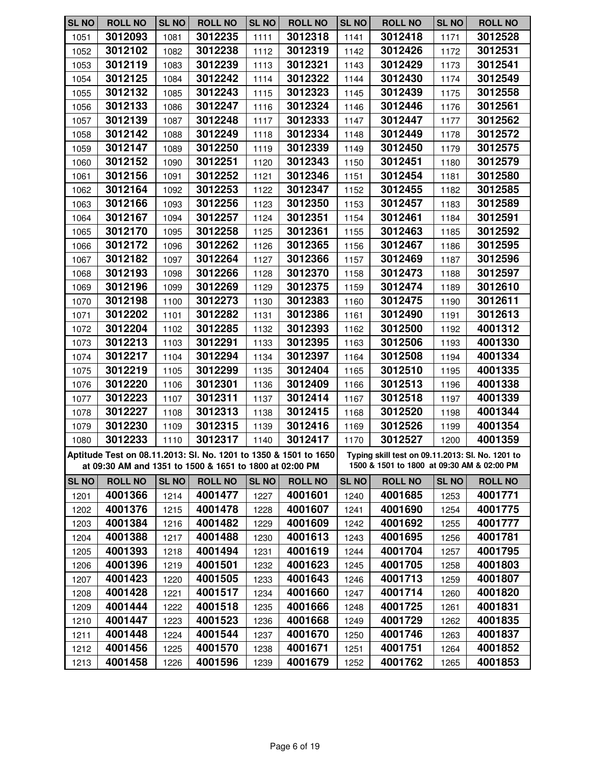| SL NO | ROLL NO | SL NO | ROLL NO | SL NO | ROLL NO | SL NO | ROLL NO | SL NO | ROLL NO |
|---|---|---|---|---|---|---|---|---|---|
| 1051 | 3012093 | 1081 | 3012235 | 1111 | 3012318 | 1141 | 3012418 | 1171 | 3012528 |
| 1052 | 3012102 | 1082 | 3012238 | 1112 | 3012319 | 1142 | 3012426 | 1172 | 3012531 |
| 1053 | 3012119 | 1083 | 3012239 | 1113 | 3012321 | 1143 | 3012429 | 1173 | 3012541 |
| 1054 | 3012125 | 1084 | 3012242 | 1114 | 3012322 | 1144 | 3012430 | 1174 | 3012549 |
| 1055 | 3012132 | 1085 | 3012243 | 1115 | 3012323 | 1145 | 3012439 | 1175 | 3012558 |
| 1056 | 3012133 | 1086 | 3012247 | 1116 | 3012324 | 1146 | 3012446 | 1176 | 3012561 |
| 1057 | 3012139 | 1087 | 3012248 | 1117 | 3012333 | 1147 | 3012447 | 1177 | 3012562 |
| 1058 | 3012142 | 1088 | 3012249 | 1118 | 3012334 | 1148 | 3012449 | 1178 | 3012572 |
| 1059 | 3012147 | 1089 | 3012250 | 1119 | 3012339 | 1149 | 3012450 | 1179 | 3012575 |
| 1060 | 3012152 | 1090 | 3012251 | 1120 | 3012343 | 1150 | 3012451 | 1180 | 3012579 |
| 1061 | 3012156 | 1091 | 3012252 | 1121 | 3012346 | 1151 | 3012454 | 1181 | 3012580 |
| 1062 | 3012164 | 1092 | 3012253 | 1122 | 3012347 | 1152 | 3012455 | 1182 | 3012585 |
| 1063 | 3012166 | 1093 | 3012256 | 1123 | 3012350 | 1153 | 3012457 | 1183 | 3012589 |
| 1064 | 3012167 | 1094 | 3012257 | 1124 | 3012351 | 1154 | 3012461 | 1184 | 3012591 |
| 1065 | 3012170 | 1095 | 3012258 | 1125 | 3012361 | 1155 | 3012463 | 1185 | 3012592 |
| 1066 | 3012172 | 1096 | 3012262 | 1126 | 3012365 | 1156 | 3012467 | 1186 | 3012595 |
| 1067 | 3012182 | 1097 | 3012264 | 1127 | 3012366 | 1157 | 3012469 | 1187 | 3012596 |
| 1068 | 3012193 | 1098 | 3012266 | 1128 | 3012370 | 1158 | 3012473 | 1188 | 3012597 |
| 1069 | 3012196 | 1099 | 3012269 | 1129 | 3012375 | 1159 | 3012474 | 1189 | 3012610 |
| 1070 | 3012198 | 1100 | 3012273 | 1130 | 3012383 | 1160 | 3012475 | 1190 | 3012611 |
| 1071 | 3012202 | 1101 | 3012282 | 1131 | 3012386 | 1161 | 3012490 | 1191 | 3012613 |
| 1072 | 3012204 | 1102 | 3012285 | 1132 | 3012393 | 1162 | 3012500 | 1192 | 4001312 |
| 1073 | 3012213 | 1103 | 3012291 | 1133 | 3012395 | 1163 | 3012506 | 1193 | 4001330 |
| 1074 | 3012217 | 1104 | 3012294 | 1134 | 3012397 | 1164 | 3012508 | 1194 | 4001334 |
| 1075 | 3012219 | 1105 | 3012299 | 1135 | 3012404 | 1165 | 3012510 | 1195 | 4001335 |
| 1076 | 3012220 | 1106 | 3012301 | 1136 | 3012409 | 1166 | 3012513 | 1196 | 4001338 |
| 1077 | 3012223 | 1107 | 3012311 | 1137 | 3012414 | 1167 | 3012518 | 1197 | 4001339 |
| 1078 | 3012227 | 1108 | 3012313 | 1138 | 3012415 | 1168 | 3012520 | 1198 | 4001344 |
| 1079 | 3012230 | 1109 | 3012315 | 1139 | 3012416 | 1169 | 3012526 | 1199 | 4001354 |
| 1080 | 3012233 | 1110 | 3012317 | 1140 | 3012417 | 1170 | 3012527 | 1200 | 4001359 |

**Aptitude Test on 08.11.2013: Sl. No. 1201 to 1350 & 1501 to 1650 at 09:30 AM and 1351 to 1500 & 1651 to 1800 at 02:00 PM**

**Typing skill test on 09.11.2013: Sl. No. 1201 to 1500 & 1501 to 1800 at 09:30 AM & 02:00 PM**

| SL NO | ROLL NO | SL NO | ROLL NO | SL NO | ROLL NO | SL NO | ROLL NO | SL NO | ROLL NO |
|---|---|---|---|---|---|---|---|---|---|
| 1201 | 4001366 | 1214 | 4001477 | 1227 | 4001601 | 1240 | 4001685 | 1253 | 4001771 |
| 1202 | 4001376 | 1215 | 4001478 | 1228 | 4001607 | 1241 | 4001690 | 1254 | 4001775 |
| 1203 | 4001384 | 1216 | 4001482 | 1229 | 4001609 | 1242 | 4001692 | 1255 | 4001777 |
| 1204 | 4001388 | 1217 | 4001488 | 1230 | 4001613 | 1243 | 4001695 | 1256 | 4001781 |
| 1205 | 4001393 | 1218 | 4001494 | 1231 | 4001619 | 1244 | 4001704 | 1257 | 4001795 |
| 1206 | 4001396 | 1219 | 4001501 | 1232 | 4001623 | 1245 | 4001705 | 1258 | 4001803 |
| 1207 | 4001423 | 1220 | 4001505 | 1233 | 4001643 | 1246 | 4001713 | 1259 | 4001807 |
| 1208 | 4001428 | 1221 | 4001517 | 1234 | 4001660 | 1247 | 4001714 | 1260 | 4001820 |
| 1209 | 4001444 | 1222 | 4001518 | 1235 | 4001666 | 1248 | 4001725 | 1261 | 4001831 |
| 1210 | 4001447 | 1223 | 4001523 | 1236 | 4001668 | 1249 | 4001729 | 1262 | 4001835 |
| 1211 | 4001448 | 1224 | 4001544 | 1237 | 4001670 | 1250 | 4001746 | 1263 | 4001837 |
| 1212 | 4001456 | 1225 | 4001570 | 1238 | 4001671 | 1251 | 4001751 | 1264 | 4001852 |
| 1213 | 4001458 | 1226 | 4001596 | 1239 | 4001679 | 1252 | 4001762 | 1265 | 4001853 |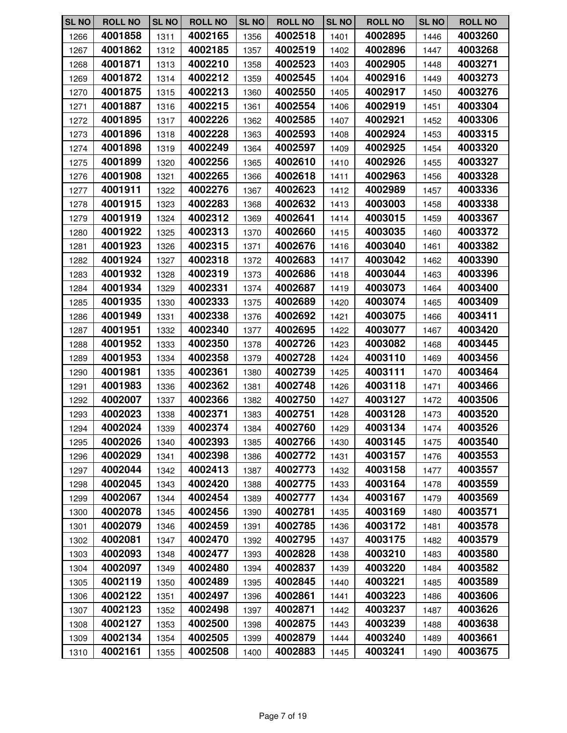| SL NO | ROLL NO | SL NO | ROLL NO | SL NO | ROLL NO | SL NO | ROLL NO | SL NO | ROLL NO |
|---|---|---|---|---|---|---|---|---|---|
| 1266 | **4001858** | 1311 | **4002165** | 1356 | **4002518** | 1401 | **4002895** | 1446 | **4003260** |
| 1267 | **4001862** | 1312 | **4002185** | 1357 | **4002519** | 1402 | **4002896** | 1447 | **4003268** |
| 1268 | **4001871** | 1313 | **4002210** | 1358 | **4002523** | 1403 | **4002905** | 1448 | **4003271** |
| 1269 | **4001872** | 1314 | **4002212** | 1359 | **4002545** | 1404 | **4002916** | 1449 | **4003273** |
| 1270 | **4001875** | 1315 | **4002213** | 1360 | **4002550** | 1405 | **4002917** | 1450 | **4003276** |
| 1271 | **4001887** | 1316 | **4002215** | 1361 | **4002554** | 1406 | **4002919** | 1451 | **4003304** |
| 1272 | **4001895** | 1317 | **4002226** | 1362 | **4002585** | 1407 | **4002921** | 1452 | **4003306** |
| 1273 | **4001896** | 1318 | **4002228** | 1363 | **4002593** | 1408 | **4002924** | 1453 | **4003315** |
| 1274 | **4001898** | 1319 | **4002249** | 1364 | **4002597** | 1409 | **4002925** | 1454 | **4003320** |
| 1275 | **4001899** | 1320 | **4002256** | 1365 | **4002610** | 1410 | **4002926** | 1455 | **4003327** |
| 1276 | **4001908** | 1321 | **4002265** | 1366 | **4002618** | 1411 | **4002963** | 1456 | **4003328** |
| 1277 | **4001911** | 1322 | **4002276** | 1367 | **4002623** | 1412 | **4002989** | 1457 | **4003336** |
| 1278 | **4001915** | 1323 | **4002283** | 1368 | **4002632** | 1413 | **4003003** | 1458 | **4003338** |
| 1279 | **4001919** | 1324 | **4002312** | 1369 | **4002641** | 1414 | **4003015** | 1459 | **4003367** |
| 1280 | **4001922** | 1325 | **4002313** | 1370 | **4002660** | 1415 | **4003035** | 1460 | **4003372** |
| 1281 | **4001923** | 1326 | **4002315** | 1371 | **4002676** | 1416 | **4003040** | 1461 | **4003382** |
| 1282 | **4001924** | 1327 | **4002318** | 1372 | **4002683** | 1417 | **4003042** | 1462 | **4003390** |
| 1283 | **4001932** | 1328 | **4002319** | 1373 | **4002686** | 1418 | **4003044** | 1463 | **4003396** |
| 1284 | **4001934** | 1329 | **4002331** | 1374 | **4002687** | 1419 | **4003073** | 1464 | **4003400** |
| 1285 | **4001935** | 1330 | **4002333** | 1375 | **4002689** | 1420 | **4003074** | 1465 | **4003409** |
| 1286 | **4001949** | 1331 | **4002338** | 1376 | **4002692** | 1421 | **4003075** | 1466 | **4003411** |
| 1287 | **4001951** | 1332 | **4002340** | 1377 | **4002695** | 1422 | **4003077** | 1467 | **4003420** |
| 1288 | **4001952** | 1333 | **4002350** | 1378 | **4002726** | 1423 | **4003082** | 1468 | **4003445** |
| 1289 | **4001953** | 1334 | **4002358** | 1379 | **4002728** | 1424 | **4003110** | 1469 | **4003456** |
| 1290 | **4001981** | 1335 | **4002361** | 1380 | **4002739** | 1425 | **4003111** | 1470 | **4003464** |
| 1291 | **4001983** | 1336 | **4002362** | 1381 | **4002748** | 1426 | **4003118** | 1471 | **4003466** |
| 1292 | **4002007** | 1337 | **4002366** | 1382 | **4002750** | 1427 | **4003127** | 1472 | **4003506** |
| 1293 | **4002023** | 1338 | **4002371** | 1383 | **4002751** | 1428 | **4003128** | 1473 | **4003520** |
| 1294 | **4002024** | 1339 | **4002374** | 1384 | **4002760** | 1429 | **4003134** | 1474 | **4003526** |
| 1295 | **4002026** | 1340 | **4002393** | 1385 | **4002766** | 1430 | **4003145** | 1475 | **4003540** |
| 1296 | **4002029** | 1341 | **4002398** | 1386 | **4002772** | 1431 | **4003157** | 1476 | **4003553** |
| 1297 | **4002044** | 1342 | **4002413** | 1387 | **4002773** | 1432 | **4003158** | 1477 | **4003557** |
| 1298 | **4002045** | 1343 | **4002420** | 1388 | **4002775** | 1433 | **4003164** | 1478 | **4003559** |
| 1299 | **4002067** | 1344 | **4002454** | 1389 | **4002777** | 1434 | **4003167** | 1479 | **4003569** |
| 1300 | **4002078** | 1345 | **4002456** | 1390 | **4002781** | 1435 | **4003169** | 1480 | **4003571** |
| 1301 | **4002079** | 1346 | **4002459** | 1391 | **4002785** | 1436 | **4003172** | 1481 | **4003578** |
| 1302 | **4002081** | 1347 | **4002470** | 1392 | **4002795** | 1437 | **4003175** | 1482 | **4003579** |
| 1303 | **4002093** | 1348 | **4002477** | 1393 | **4002828** | 1438 | **4003210** | 1483 | **4003580** |
| 1304 | **4002097** | 1349 | **4002480** | 1394 | **4002837** | 1439 | **4003220** | 1484 | **4003582** |
| 1305 | **4002119** | 1350 | **4002489** | 1395 | **4002845** | 1440 | **4003221** | 1485 | **4003589** |
| 1306 | **4002122** | 1351 | **4002497** | 1396 | **4002861** | 1441 | **4003223** | 1486 | **4003606** |
| 1307 | **4002123** | 1352 | **4002498** | 1397 | **4002871** | 1442 | **4003237** | 1487 | **4003626** |
| 1308 | **4002127** | 1353 | **4002500** | 1398 | **4002875** | 1443 | **4003239** | 1488 | **4003638** |
| 1309 | **4002134** | 1354 | **4002505** | 1399 | **4002879** | 1444 | **4003240** | 1489 | **4003661** |
| 1310 | **4002161** | 1355 | **4002508** | 1400 | **4002883** | 1445 | **4003241** | 1490 | **4003675** |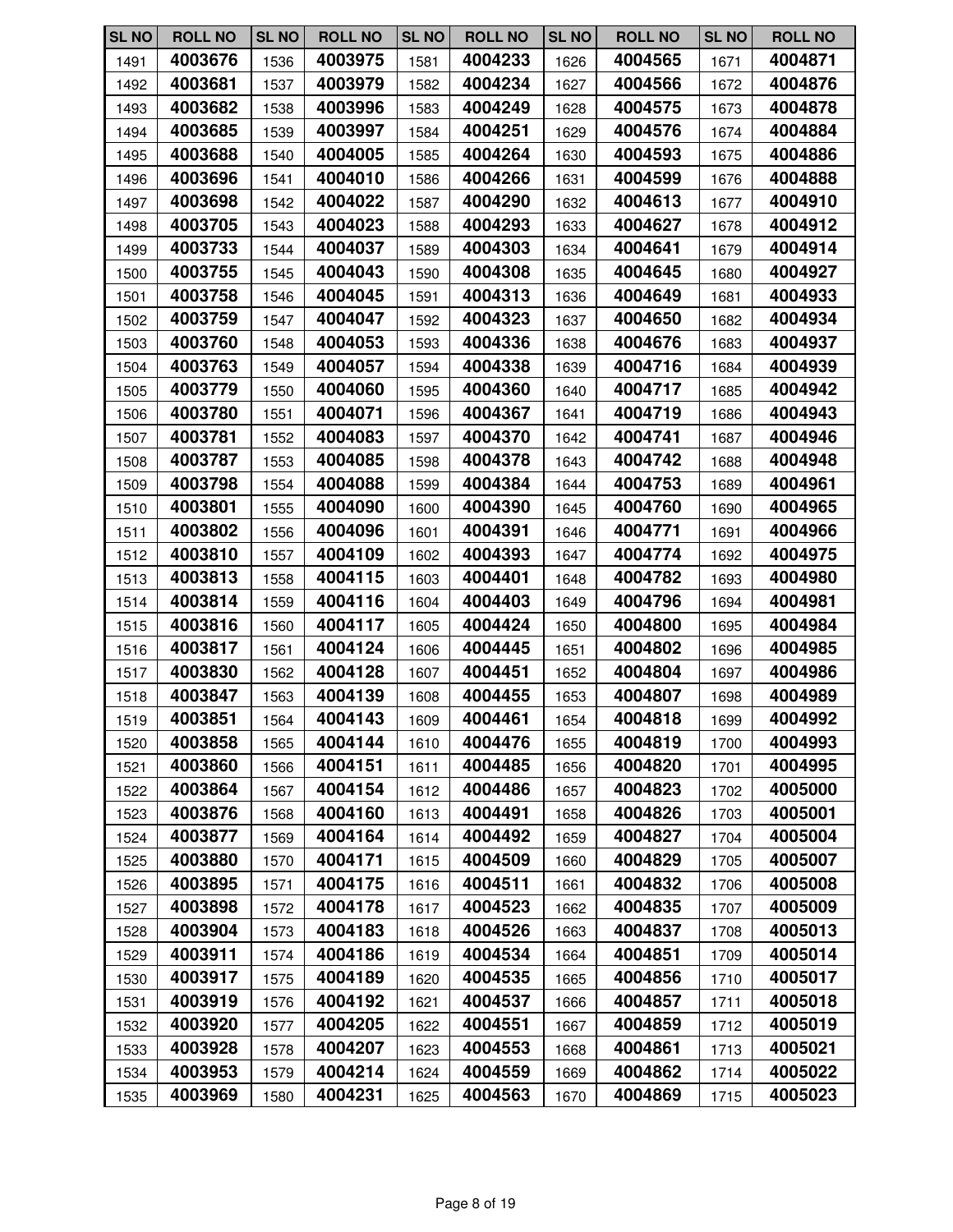| SL NO | ROLL NO | SL NO | ROLL NO | SL NO | ROLL NO | SL NO | ROLL NO | SL NO | ROLL NO |
|---|---|---|---|---|---|---|---|---|---|
| 1491 | 4003676 | 1536 | 4003975 | 1581 | 4004233 | 1626 | 4004565 | 1671 | 4004871 |
| 1492 | 4003681 | 1537 | 4003979 | 1582 | 4004234 | 1627 | 4004566 | 1672 | 4004876 |
| 1493 | 4003682 | 1538 | 4003996 | 1583 | 4004249 | 1628 | 4004575 | 1673 | 4004878 |
| 1494 | 4003685 | 1539 | 4003997 | 1584 | 4004251 | 1629 | 4004576 | 1674 | 4004884 |
| 1495 | 4003688 | 1540 | 4004005 | 1585 | 4004264 | 1630 | 4004593 | 1675 | 4004886 |
| 1496 | 4003696 | 1541 | 4004010 | 1586 | 4004266 | 1631 | 4004599 | 1676 | 4004888 |
| 1497 | 4003698 | 1542 | 4004022 | 1587 | 4004290 | 1632 | 4004613 | 1677 | 4004910 |
| 1498 | 4003705 | 1543 | 4004023 | 1588 | 4004293 | 1633 | 4004627 | 1678 | 4004912 |
| 1499 | 4003733 | 1544 | 4004037 | 1589 | 4004303 | 1634 | 4004641 | 1679 | 4004914 |
| 1500 | 4003755 | 1545 | 4004043 | 1590 | 4004308 | 1635 | 4004645 | 1680 | 4004927 |
| 1501 | 4003758 | 1546 | 4004045 | 1591 | 4004313 | 1636 | 4004649 | 1681 | 4004933 |
| 1502 | 4003759 | 1547 | 4004047 | 1592 | 4004323 | 1637 | 4004650 | 1682 | 4004934 |
| 1503 | 4003760 | 1548 | 4004053 | 1593 | 4004336 | 1638 | 4004676 | 1683 | 4004937 |
| 1504 | 4003763 | 1549 | 4004057 | 1594 | 4004338 | 1639 | 4004716 | 1684 | 4004939 |
| 1505 | 4003779 | 1550 | 4004060 | 1595 | 4004360 | 1640 | 4004717 | 1685 | 4004942 |
| 1506 | 4003780 | 1551 | 4004071 | 1596 | 4004367 | 1641 | 4004719 | 1686 | 4004943 |
| 1507 | 4003781 | 1552 | 4004083 | 1597 | 4004370 | 1642 | 4004741 | 1687 | 4004946 |
| 1508 | 4003787 | 1553 | 4004085 | 1598 | 4004378 | 1643 | 4004742 | 1688 | 4004948 |
| 1509 | 4003798 | 1554 | 4004088 | 1599 | 4004384 | 1644 | 4004753 | 1689 | 4004961 |
| 1510 | 4003801 | 1555 | 4004090 | 1600 | 4004390 | 1645 | 4004760 | 1690 | 4004965 |
| 1511 | 4003802 | 1556 | 4004096 | 1601 | 4004391 | 1646 | 4004771 | 1691 | 4004966 |
| 1512 | 4003810 | 1557 | 4004109 | 1602 | 4004393 | 1647 | 4004774 | 1692 | 4004975 |
| 1513 | 4003813 | 1558 | 4004115 | 1603 | 4004401 | 1648 | 4004782 | 1693 | 4004980 |
| 1514 | 4003814 | 1559 | 4004116 | 1604 | 4004403 | 1649 | 4004796 | 1694 | 4004981 |
| 1515 | 4003816 | 1560 | 4004117 | 1605 | 4004424 | 1650 | 4004800 | 1695 | 4004984 |
| 1516 | 4003817 | 1561 | 4004124 | 1606 | 4004445 | 1651 | 4004802 | 1696 | 4004985 |
| 1517 | 4003830 | 1562 | 4004128 | 1607 | 4004451 | 1652 | 4004804 | 1697 | 4004986 |
| 1518 | 4003847 | 1563 | 4004139 | 1608 | 4004455 | 1653 | 4004807 | 1698 | 4004989 |
| 1519 | 4003851 | 1564 | 4004143 | 1609 | 4004461 | 1654 | 4004818 | 1699 | 4004992 |
| 1520 | 4003858 | 1565 | 4004144 | 1610 | 4004476 | 1655 | 4004819 | 1700 | 4004993 |
| 1521 | 4003860 | 1566 | 4004151 | 1611 | 4004485 | 1656 | 4004820 | 1701 | 4004995 |
| 1522 | 4003864 | 1567 | 4004154 | 1612 | 4004486 | 1657 | 4004823 | 1702 | 4005000 |
| 1523 | 4003876 | 1568 | 4004160 | 1613 | 4004491 | 1658 | 4004826 | 1703 | 4005001 |
| 1524 | 4003877 | 1569 | 4004164 | 1614 | 4004492 | 1659 | 4004827 | 1704 | 4005004 |
| 1525 | 4003880 | 1570 | 4004171 | 1615 | 4004509 | 1660 | 4004829 | 1705 | 4005007 |
| 1526 | 4003895 | 1571 | 4004175 | 1616 | 4004511 | 1661 | 4004832 | 1706 | 4005008 |
| 1527 | 4003898 | 1572 | 4004178 | 1617 | 4004523 | 1662 | 4004835 | 1707 | 4005009 |
| 1528 | 4003904 | 1573 | 4004183 | 1618 | 4004526 | 1663 | 4004837 | 1708 | 4005013 |
| 1529 | 4003911 | 1574 | 4004186 | 1619 | 4004534 | 1664 | 4004851 | 1709 | 4005014 |
| 1530 | 4003917 | 1575 | 4004189 | 1620 | 4004535 | 1665 | 4004856 | 1710 | 4005017 |
| 1531 | 4003919 | 1576 | 4004192 | 1621 | 4004537 | 1666 | 4004857 | 1711 | 4005018 |
| 1532 | 4003920 | 1577 | 4004205 | 1622 | 4004551 | 1667 | 4004859 | 1712 | 4005019 |
| 1533 | 4003928 | 1578 | 4004207 | 1623 | 4004553 | 1668 | 4004861 | 1713 | 4005021 |
| 1534 | 4003953 | 1579 | 4004214 | 1624 | 4004559 | 1669 | 4004862 | 1714 | 4005022 |
| 1535 | 4003969 | 1580 | 4004231 | 1625 | 4004563 | 1670 | 4004869 | 1715 | 4005023 |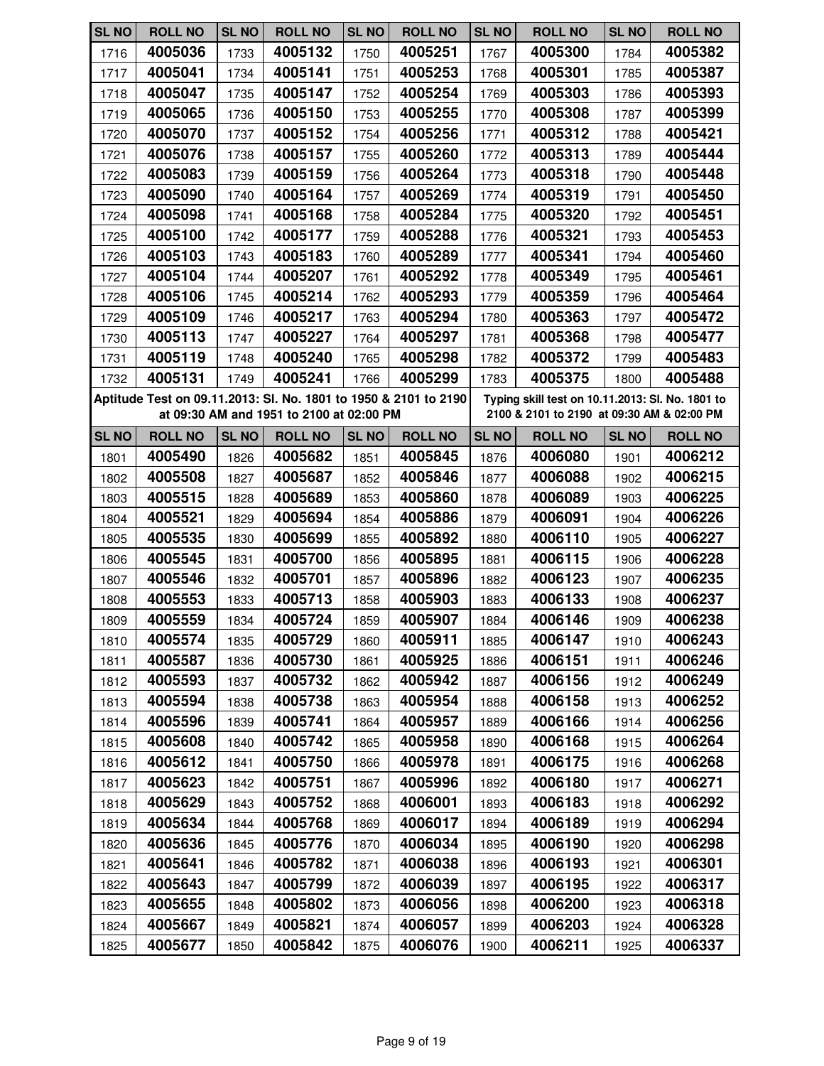| SL NO | ROLL NO | SL NO | ROLL NO | SL NO | ROLL NO | SL NO | ROLL NO | SL NO | ROLL NO |
|---|---|---|---|---|---|---|---|---|---|
| 1716 | 4005036 | 1733 | 4005132 | 1750 | 4005251 | 1767 | 4005300 | 1784 | 4005382 |
| 1717 | 4005041 | 1734 | 4005141 | 1751 | 4005253 | 1768 | 4005301 | 1785 | 4005387 |
| 1718 | 4005047 | 1735 | 4005147 | 1752 | 4005254 | 1769 | 4005303 | 1786 | 4005393 |
| 1719 | 4005065 | 1736 | 4005150 | 1753 | 4005255 | 1770 | 4005308 | 1787 | 4005399 |
| 1720 | 4005070 | 1737 | 4005152 | 1754 | 4005256 | 1771 | 4005312 | 1788 | 4005421 |
| 1721 | 4005076 | 1738 | 4005157 | 1755 | 4005260 | 1772 | 4005313 | 1789 | 4005444 |
| 1722 | 4005083 | 1739 | 4005159 | 1756 | 4005264 | 1773 | 4005318 | 1790 | 4005448 |
| 1723 | 4005090 | 1740 | 4005164 | 1757 | 4005269 | 1774 | 4005319 | 1791 | 4005450 |
| 1724 | 4005098 | 1741 | 4005168 | 1758 | 4005284 | 1775 | 4005320 | 1792 | 4005451 |
| 1725 | 4005100 | 1742 | 4005177 | 1759 | 4005288 | 1776 | 4005321 | 1793 | 4005453 |
| 1726 | 4005103 | 1743 | 4005183 | 1760 | 4005289 | 1777 | 4005341 | 1794 | 4005460 |
| 1727 | 4005104 | 1744 | 4005207 | 1761 | 4005292 | 1778 | 4005349 | 1795 | 4005461 |
| 1728 | 4005106 | 1745 | 4005214 | 1762 | 4005293 | 1779 | 4005359 | 1796 | 4005464 |
| 1729 | 4005109 | 1746 | 4005217 | 1763 | 4005294 | 1780 | 4005363 | 1797 | 4005472 |
| 1730 | 4005113 | 1747 | 4005227 | 1764 | 4005297 | 1781 | 4005368 | 1798 | 4005477 |
| 1731 | 4005119 | 1748 | 4005240 | 1765 | 4005298 | 1782 | 4005372 | 1799 | 4005483 |
| 1732 | 4005131 | 1749 | 4005241 | 1766 | 4005299 | 1783 | 4005375 | 1800 | 4005488 |

**Aptitude Test on 09.11.2013: Sl. No. 1801 to 1950 & 2101 to 2190 at 09:30 AM and 1951 to 2100 at 02:00 PM**

**Typing skill test on 10.11.2013: Sl. No. 1801 to 2100 & 2101 to 2190 at 09:30 AM & 02:00 PM**

| SL NO | ROLL NO | SL NO | ROLL NO | SL NO | ROLL NO | SL NO | ROLL NO | SL NO | ROLL NO |
|---|---|---|---|---|---|---|---|---|---|
| 1801 | 4005490 | 1826 | 4005682 | 1851 | 4005845 | 1876 | 4006080 | 1901 | 4006212 |
| 1802 | 4005508 | 1827 | 4005687 | 1852 | 4005846 | 1877 | 4006088 | 1902 | 4006215 |
| 1803 | 4005515 | 1828 | 4005689 | 1853 | 4005860 | 1878 | 4006089 | 1903 | 4006225 |
| 1804 | 4005521 | 1829 | 4005694 | 1854 | 4005886 | 1879 | 4006091 | 1904 | 4006226 |
| 1805 | 4005535 | 1830 | 4005699 | 1855 | 4005892 | 1880 | 4006110 | 1905 | 4006227 |
| 1806 | 4005545 | 1831 | 4005700 | 1856 | 4005895 | 1881 | 4006115 | 1906 | 4006228 |
| 1807 | 4005546 | 1832 | 4005701 | 1857 | 4005896 | 1882 | 4006123 | 1907 | 4006235 |
| 1808 | 4005553 | 1833 | 4005713 | 1858 | 4005903 | 1883 | 4006133 | 1908 | 4006237 |
| 1809 | 4005559 | 1834 | 4005724 | 1859 | 4005907 | 1884 | 4006146 | 1909 | 4006238 |
| 1810 | 4005574 | 1835 | 4005729 | 1860 | 4005911 | 1885 | 4006147 | 1910 | 4006243 |
| 1811 | 4005587 | 1836 | 4005730 | 1861 | 4005925 | 1886 | 4006151 | 1911 | 4006246 |
| 1812 | 4005593 | 1837 | 4005732 | 1862 | 4005942 | 1887 | 4006156 | 1912 | 4006249 |
| 1813 | 4005594 | 1838 | 4005738 | 1863 | 4005954 | 1888 | 4006158 | 1913 | 4006252 |
| 1814 | 4005596 | 1839 | 4005741 | 1864 | 4005957 | 1889 | 4006166 | 1914 | 4006256 |
| 1815 | 4005608 | 1840 | 4005742 | 1865 | 4005958 | 1890 | 4006168 | 1915 | 4006264 |
| 1816 | 4005612 | 1841 | 4005750 | 1866 | 4005978 | 1891 | 4006175 | 1916 | 4006268 |
| 1817 | 4005623 | 1842 | 4005751 | 1867 | 4005996 | 1892 | 4006180 | 1917 | 4006271 |
| 1818 | 4005629 | 1843 | 4005752 | 1868 | 4006001 | 1893 | 4006183 | 1918 | 4006292 |
| 1819 | 4005634 | 1844 | 4005768 | 1869 | 4006017 | 1894 | 4006189 | 1919 | 4006294 |
| 1820 | 4005636 | 1845 | 4005776 | 1870 | 4006034 | 1895 | 4006190 | 1920 | 4006298 |
| 1821 | 4005641 | 1846 | 4005782 | 1871 | 4006038 | 1896 | 4006193 | 1921 | 4006301 |
| 1822 | 4005643 | 1847 | 4005799 | 1872 | 4006039 | 1897 | 4006195 | 1922 | 4006317 |
| 1823 | 4005655 | 1848 | 4005802 | 1873 | 4006056 | 1898 | 4006200 | 1923 | 4006318 |
| 1824 | 4005667 | 1849 | 4005821 | 1874 | 4006057 | 1899 | 4006203 | 1924 | 4006328 |
| 1825 | 4005677 | 1850 | 4005842 | 1875 | 4006076 | 1900 | 4006211 | 1925 | 4006337 |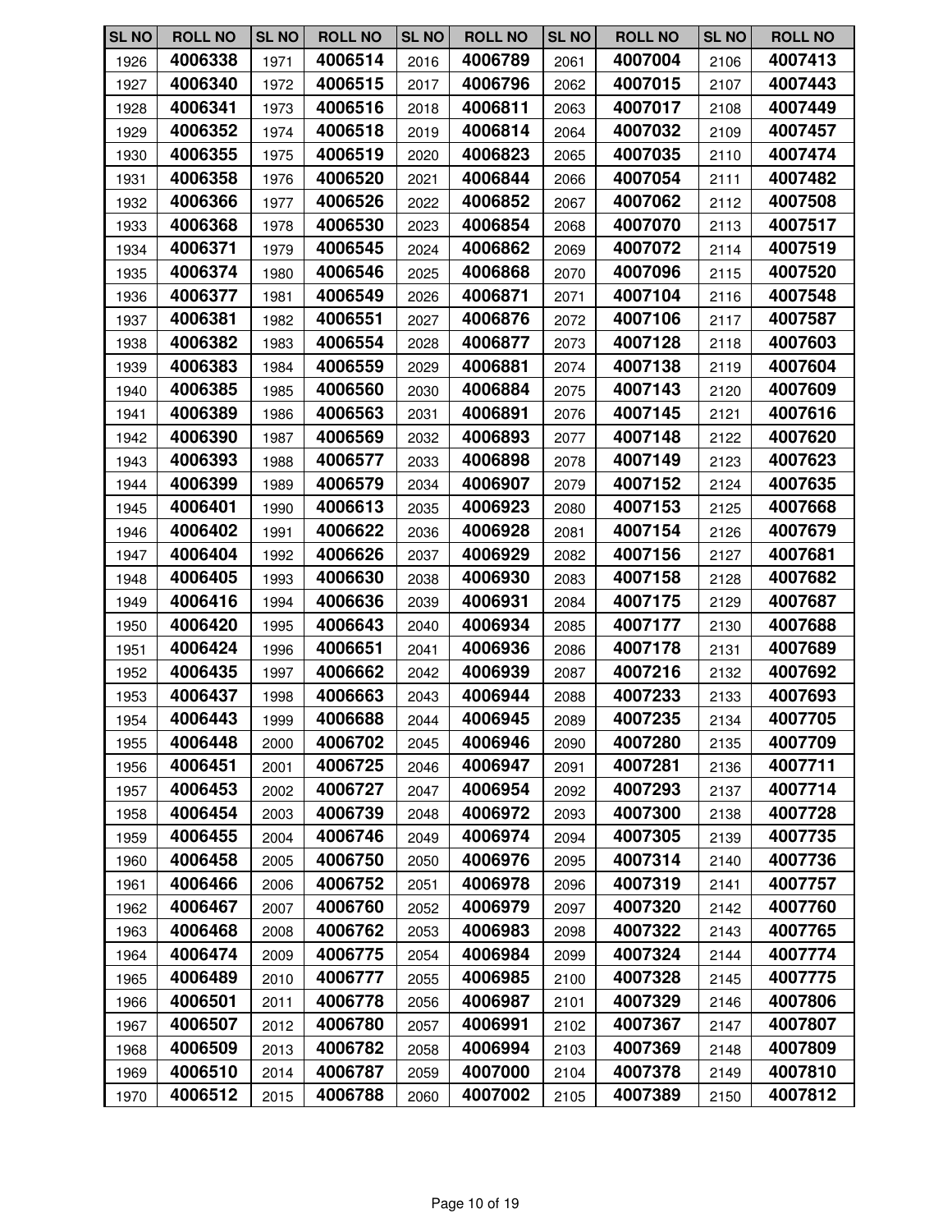| SL NO | ROLL NO | SL NO | ROLL NO | SL NO | ROLL NO | SL NO | ROLL NO | SL NO | ROLL NO |
|---|---|---|---|---|---|---|---|---|---|
| 1926 | 4006338 | 1971 | 4006514 | 2016 | 4006789 | 2061 | 4007004 | 2106 | 4007413 |
| 1927 | 4006340 | 1972 | 4006515 | 2017 | 4006796 | 2062 | 4007015 | 2107 | 4007443 |
| 1928 | 4006341 | 1973 | 4006516 | 2018 | 4006811 | 2063 | 4007017 | 2108 | 4007449 |
| 1929 | 4006352 | 1974 | 4006518 | 2019 | 4006814 | 2064 | 4007032 | 2109 | 4007457 |
| 1930 | 4006355 | 1975 | 4006519 | 2020 | 4006823 | 2065 | 4007035 | 2110 | 4007474 |
| 1931 | 4006358 | 1976 | 4006520 | 2021 | 4006844 | 2066 | 4007054 | 2111 | 4007482 |
| 1932 | 4006366 | 1977 | 4006526 | 2022 | 4006852 | 2067 | 4007062 | 2112 | 4007508 |
| 1933 | 4006368 | 1978 | 4006530 | 2023 | 4006854 | 2068 | 4007070 | 2113 | 4007517 |
| 1934 | 4006371 | 1979 | 4006545 | 2024 | 4006862 | 2069 | 4007072 | 2114 | 4007519 |
| 1935 | 4006374 | 1980 | 4006546 | 2025 | 4006868 | 2070 | 4007096 | 2115 | 4007520 |
| 1936 | 4006377 | 1981 | 4006549 | 2026 | 4006871 | 2071 | 4007104 | 2116 | 4007548 |
| 1937 | 4006381 | 1982 | 4006551 | 2027 | 4006876 | 2072 | 4007106 | 2117 | 4007587 |
| 1938 | 4006382 | 1983 | 4006554 | 2028 | 4006877 | 2073 | 4007128 | 2118 | 4007603 |
| 1939 | 4006383 | 1984 | 4006559 | 2029 | 4006881 | 2074 | 4007138 | 2119 | 4007604 |
| 1940 | 4006385 | 1985 | 4006560 | 2030 | 4006884 | 2075 | 4007143 | 2120 | 4007609 |
| 1941 | 4006389 | 1986 | 4006563 | 2031 | 4006891 | 2076 | 4007145 | 2121 | 4007616 |
| 1942 | 4006390 | 1987 | 4006569 | 2032 | 4006893 | 2077 | 4007148 | 2122 | 4007620 |
| 1943 | 4006393 | 1988 | 4006577 | 2033 | 4006898 | 2078 | 4007149 | 2123 | 4007623 |
| 1944 | 4006399 | 1989 | 4006579 | 2034 | 4006907 | 2079 | 4007152 | 2124 | 4007635 |
| 1945 | 4006401 | 1990 | 4006613 | 2035 | 4006923 | 2080 | 4007153 | 2125 | 4007668 |
| 1946 | 4006402 | 1991 | 4006622 | 2036 | 4006928 | 2081 | 4007154 | 2126 | 4007679 |
| 1947 | 4006404 | 1992 | 4006626 | 2037 | 4006929 | 2082 | 4007156 | 2127 | 4007681 |
| 1948 | 4006405 | 1993 | 4006630 | 2038 | 4006930 | 2083 | 4007158 | 2128 | 4007682 |
| 1949 | 4006416 | 1994 | 4006636 | 2039 | 4006931 | 2084 | 4007175 | 2129 | 4007687 |
| 1950 | 4006420 | 1995 | 4006643 | 2040 | 4006934 | 2085 | 4007177 | 2130 | 4007688 |
| 1951 | 4006424 | 1996 | 4006651 | 2041 | 4006936 | 2086 | 4007178 | 2131 | 4007689 |
| 1952 | 4006435 | 1997 | 4006662 | 2042 | 4006939 | 2087 | 4007216 | 2132 | 4007692 |
| 1953 | 4006437 | 1998 | 4006663 | 2043 | 4006944 | 2088 | 4007233 | 2133 | 4007693 |
| 1954 | 4006443 | 1999 | 4006688 | 2044 | 4006945 | 2089 | 4007235 | 2134 | 4007705 |
| 1955 | 4006448 | 2000 | 4006702 | 2045 | 4006946 | 2090 | 4007280 | 2135 | 4007709 |
| 1956 | 4006451 | 2001 | 4006725 | 2046 | 4006947 | 2091 | 4007281 | 2136 | 4007711 |
| 1957 | 4006453 | 2002 | 4006727 | 2047 | 4006954 | 2092 | 4007293 | 2137 | 4007714 |
| 1958 | 4006454 | 2003 | 4006739 | 2048 | 4006972 | 2093 | 4007300 | 2138 | 4007728 |
| 1959 | 4006455 | 2004 | 4006746 | 2049 | 4006974 | 2094 | 4007305 | 2139 | 4007735 |
| 1960 | 4006458 | 2005 | 4006750 | 2050 | 4006976 | 2095 | 4007314 | 2140 | 4007736 |
| 1961 | 4006466 | 2006 | 4006752 | 2051 | 4006978 | 2096 | 4007319 | 2141 | 4007757 |
| 1962 | 4006467 | 2007 | 4006760 | 2052 | 4006979 | 2097 | 4007320 | 2142 | 4007760 |
| 1963 | 4006468 | 2008 | 4006762 | 2053 | 4006983 | 2098 | 4007322 | 2143 | 4007765 |
| 1964 | 4006474 | 2009 | 4006775 | 2054 | 4006984 | 2099 | 4007324 | 2144 | 4007774 |
| 1965 | 4006489 | 2010 | 4006777 | 2055 | 4006985 | 2100 | 4007328 | 2145 | 4007775 |
| 1966 | 4006501 | 2011 | 4006778 | 2056 | 4006987 | 2101 | 4007329 | 2146 | 4007806 |
| 1967 | 4006507 | 2012 | 4006780 | 2057 | 4006991 | 2102 | 4007367 | 2147 | 4007807 |
| 1968 | 4006509 | 2013 | 4006782 | 2058 | 4006994 | 2103 | 4007369 | 2148 | 4007809 |
| 1969 | 4006510 | 2014 | 4006787 | 2059 | 4007000 | 2104 | 4007378 | 2149 | 4007810 |
| 1970 | 4006512 | 2015 | 4006788 | 2060 | 4007002 | 2105 | 4007389 | 2150 | 4007812 |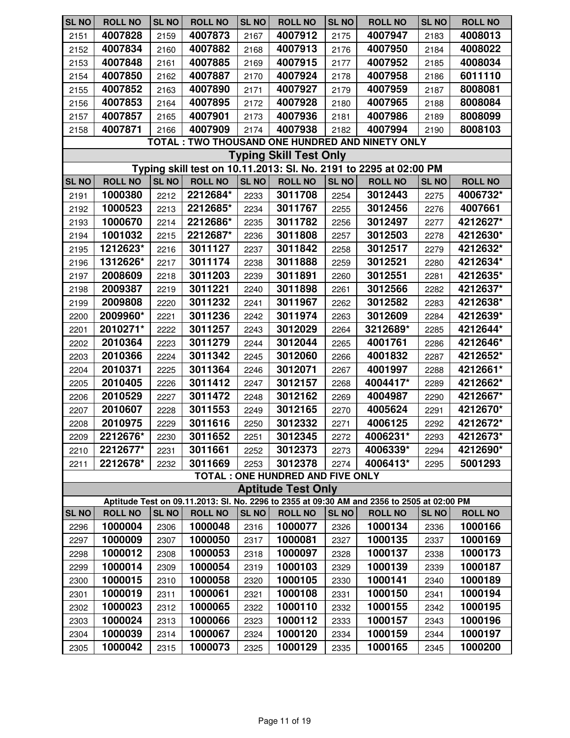| SL NO | ROLL NO | SL NO | ROLL NO | SL NO | ROLL NO | SL NO | ROLL NO | SL NO | ROLL NO |
|---|---|---|---|---|---|---|---|---|---|
| 2151 | **4007828** | 2159 | **4007873** | 2167 | **4007912** | 2175 | **4007947** | 2183 | **4008013** |
| 2152 | **4007834** | 2160 | **4007882** | 2168 | **4007913** | 2176 | **4007950** | 2184 | **4008022** |
| 2153 | **4007848** | 2161 | **4007885** | 2169 | **4007915** | 2177 | **4007952** | 2185 | **4008034** |
| 2154 | **4007850** | 2162 | **4007887** | 2170 | **4007924** | 2178 | **4007958** | 2186 | **6011110** |
| 2155 | **4007852** | 2163 | **4007890** | 2171 | **4007927** | 2179 | **4007959** | 2187 | **8008081** |
| 2156 | **4007853** | 2164 | **4007895** | 2172 | **4007928** | 2180 | **4007965** | 2188 | **8008084** |
| 2157 | **4007857** | 2165 | **4007901** | 2173 | **4007936** | 2181 | **4007986** | 2189 | **8008099** |
| 2158 | **4007871** | 2166 | **4007909** | 2174 | **4007938** | 2182 | **4007994** | 2190 | **8008103** |

**TOTAL : TWO THOUSAND ONE HUNDRED AND NINETY ONLY**

## Typing Skill Test Only

**Typing skill test on 10.11.2013: Sl. No. 2191 to 2295 at 02:00 PM**

| SL NO | ROLL NO | SL NO | ROLL NO | SL NO | ROLL NO | SL NO | ROLL NO | SL NO | ROLL NO |
|---|---|---|---|---|---|---|---|---|---|
| 2191 | **1000380** | 2212 | **2212684*** | 2233 | **3011708** | 2254 | **3012443** | 2275 | **4006732*** |
| 2192 | **1000523** | 2213 | **2212685*** | 2234 | **3011767** | 2255 | **3012456** | 2276 | **4007661** |
| 2193 | **1000670** | 2214 | **2212686*** | 2235 | **3011782** | 2256 | **3012497** | 2277 | **4212627*** |
| 2194 | **1001032** | 2215 | **2212687*** | 2236 | **3011808** | 2257 | **3012503** | 2278 | **4212630*** |
| 2195 | **1212623*** | 2216 | **3011127** | 2237 | **3011842** | 2258 | **3012517** | 2279 | **4212632*** |
| 2196 | **1312626*** | 2217 | **3011174** | 2238 | **3011888** | 2259 | **3012521** | 2280 | **4212634*** |
| 2197 | **2008609** | 2218 | **3011203** | 2239 | **3011891** | 2260 | **3012551** | 2281 | **4212635*** |
| 2198 | **2009387** | 2219 | **3011221** | 2240 | **3011898** | 2261 | **3012566** | 2282 | **4212637*** |
| 2199 | **2009808** | 2220 | **3011232** | 2241 | **3011967** | 2262 | **3012582** | 2283 | **4212638*** |
| 2200 | **2009960*** | 2221 | **3011236** | 2242 | **3011974** | 2263 | **3012609** | 2284 | **4212639*** |
| 2201 | **2010271*** | 2222 | **3011257** | 2243 | **3012029** | 2264 | **3212689*** | 2285 | **4212644*** |
| 2202 | **2010364** | 2223 | **3011279** | 2244 | **3012044** | 2265 | **4001761** | 2286 | **4212646*** |
| 2203 | **2010366** | 2224 | **3011342** | 2245 | **3012060** | 2266 | **4001832** | 2287 | **4212652*** |
| 2204 | **2010371** | 2225 | **3011364** | 2246 | **3012071** | 2267 | **4001997** | 2288 | **4212661*** |
| 2205 | **2010405** | 2226 | **3011412** | 2247 | **3012157** | 2268 | **4004417*** | 2289 | **4212662*** |
| 2206 | **2010529** | 2227 | **3011472** | 2248 | **3012162** | 2269 | **4004987** | 2290 | **4212667*** |
| 2207 | **2010607** | 2228 | **3011553** | 2249 | **3012165** | 2270 | **4005624** | 2291 | **4212670*** |
| 2208 | **2010975** | 2229 | **3011616** | 2250 | **3012332** | 2271 | **4006125** | 2292 | **4212672*** |
| 2209 | **2212676*** | 2230 | **3011652** | 2251 | **3012345** | 2272 | **4006231*** | 2293 | **4212673*** |
| 2210 | **2212677*** | 2231 | **3011661** | 2252 | **3012373** | 2273 | **4006339*** | 2294 | **4212690*** |
| 2211 | **2212678*** | 2232 | **3011669** | 2253 | **3012378** | 2274 | **4006413*** | 2295 | **5001293** |

**TOTAL : ONE HUNDRED AND FIVE ONLY**

## Aptitude Test Only

**Aptitude Test on 09.11.2013: Sl. No. 2296 to 2355 at 09:30 AM and 2356 to 2505 at 02:00 PM**

| SL NO | ROLL NO | SL NO | ROLL NO | SL NO | ROLL NO | SL NO | ROLL NO | SL NO | ROLL NO |
|---|---|---|---|---|---|---|---|---|---|
| 2296 | **1000004** | 2306 | **1000048** | 2316 | **1000077** | 2326 | **1000134** | 2336 | **1000166** |
| 2297 | **1000009** | 2307 | **1000050** | 2317 | **1000081** | 2327 | **1000135** | 2337 | **1000169** |
| 2298 | **1000012** | 2308 | **1000053** | 2318 | **1000097** | 2328 | **1000137** | 2338 | **1000173** |
| 2299 | **1000014** | 2309 | **1000054** | 2319 | **1000103** | 2329 | **1000139** | 2339 | **1000187** |
| 2300 | **1000015** | 2310 | **1000058** | 2320 | **1000105** | 2330 | **1000141** | 2340 | **1000189** |
| 2301 | **1000019** | 2311 | **1000061** | 2321 | **1000108** | 2331 | **1000150** | 2341 | **1000194** |
| 2302 | **1000023** | 2312 | **1000065** | 2322 | **1000110** | 2332 | **1000155** | 2342 | **1000195** |
| 2303 | **1000024** | 2313 | **1000066** | 2323 | **1000112** | 2333 | **1000157** | 2343 | **1000196** |
| 2304 | **1000039** | 2314 | **1000067** | 2324 | **1000120** | 2334 | **1000159** | 2344 | **1000197** |
| 2305 | **1000042** | 2315 | **1000073** | 2325 | **1000129** | 2335 | **1000165** | 2345 | **1000200** |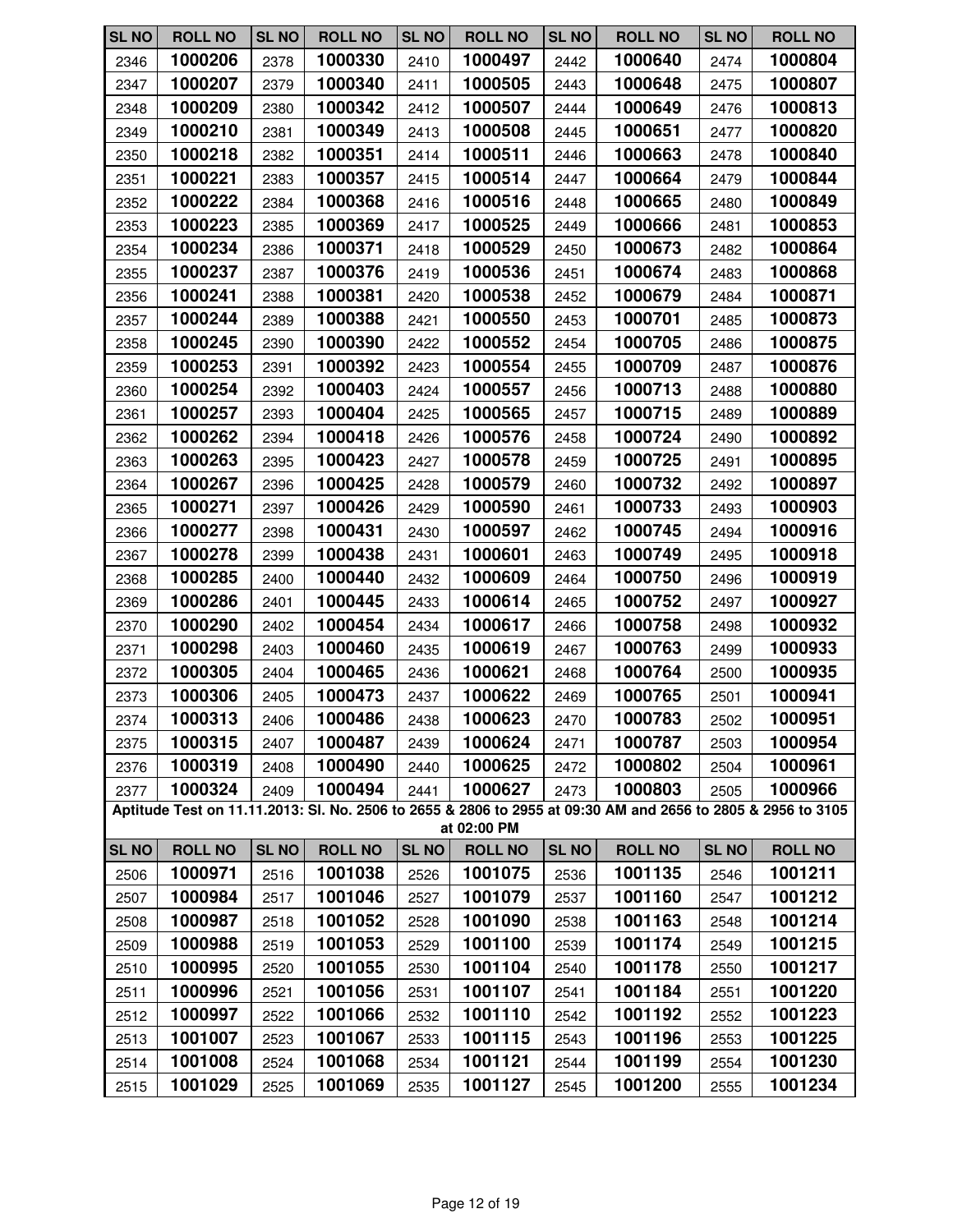| SL NO | ROLL NO | SL NO | ROLL NO | SL NO | ROLL NO | SL NO | ROLL NO | SL NO | ROLL NO |
|---|---|---|---|---|---|---|---|---|---|
| 2346 | **1000206** | 2378 | **1000330** | 2410 | **1000497** | 2442 | **1000640** | 2474 | **1000804** |
| 2347 | **1000207** | 2379 | **1000340** | 2411 | **1000505** | 2443 | **1000648** | 2475 | **1000807** |
| 2348 | **1000209** | 2380 | **1000342** | 2412 | **1000507** | 2444 | **1000649** | 2476 | **1000813** |
| 2349 | **1000210** | 2381 | **1000349** | 2413 | **1000508** | 2445 | **1000651** | 2477 | **1000820** |
| 2350 | **1000218** | 2382 | **1000351** | 2414 | **1000511** | 2446 | **1000663** | 2478 | **1000840** |
| 2351 | **1000221** | 2383 | **1000357** | 2415 | **1000514** | 2447 | **1000664** | 2479 | **1000844** |
| 2352 | **1000222** | 2384 | **1000368** | 2416 | **1000516** | 2448 | **1000665** | 2480 | **1000849** |
| 2353 | **1000223** | 2385 | **1000369** | 2417 | **1000525** | 2449 | **1000666** | 2481 | **1000853** |
| 2354 | **1000234** | 2386 | **1000371** | 2418 | **1000529** | 2450 | **1000673** | 2482 | **1000864** |
| 2355 | **1000237** | 2387 | **1000376** | 2419 | **1000536** | 2451 | **1000674** | 2483 | **1000868** |
| 2356 | **1000241** | 2388 | **1000381** | 2420 | **1000538** | 2452 | **1000679** | 2484 | **1000871** |
| 2357 | **1000244** | 2389 | **1000388** | 2421 | **1000550** | 2453 | **1000701** | 2485 | **1000873** |
| 2358 | **1000245** | 2390 | **1000390** | 2422 | **1000552** | 2454 | **1000705** | 2486 | **1000875** |
| 2359 | **1000253** | 2391 | **1000392** | 2423 | **1000554** | 2455 | **1000709** | 2487 | **1000876** |
| 2360 | **1000254** | 2392 | **1000403** | 2424 | **1000557** | 2456 | **1000713** | 2488 | **1000880** |
| 2361 | **1000257** | 2393 | **1000404** | 2425 | **1000565** | 2457 | **1000715** | 2489 | **1000889** |
| 2362 | **1000262** | 2394 | **1000418** | 2426 | **1000576** | 2458 | **1000724** | 2490 | **1000892** |
| 2363 | **1000263** | 2395 | **1000423** | 2427 | **1000578** | 2459 | **1000725** | 2491 | **1000895** |
| 2364 | **1000267** | 2396 | **1000425** | 2428 | **1000579** | 2460 | **1000732** | 2492 | **1000897** |
| 2365 | **1000271** | 2397 | **1000426** | 2429 | **1000590** | 2461 | **1000733** | 2493 | **1000903** |
| 2366 | **1000277** | 2398 | **1000431** | 2430 | **1000597** | 2462 | **1000745** | 2494 | **1000916** |
| 2367 | **1000278** | 2399 | **1000438** | 2431 | **1000601** | 2463 | **1000749** | 2495 | **1000918** |
| 2368 | **1000285** | 2400 | **1000440** | 2432 | **1000609** | 2464 | **1000750** | 2496 | **1000919** |
| 2369 | **1000286** | 2401 | **1000445** | 2433 | **1000614** | 2465 | **1000752** | 2497 | **1000927** |
| 2370 | **1000290** | 2402 | **1000454** | 2434 | **1000617** | 2466 | **1000758** | 2498 | **1000932** |
| 2371 | **1000298** | 2403 | **1000460** | 2435 | **1000619** | 2467 | **1000763** | 2499 | **1000933** |
| 2372 | **1000305** | 2404 | **1000465** | 2436 | **1000621** | 2468 | **1000764** | 2500 | **1000935** |
| 2373 | **1000306** | 2405 | **1000473** | 2437 | **1000622** | 2469 | **1000765** | 2501 | **1000941** |
| 2374 | **1000313** | 2406 | **1000486** | 2438 | **1000623** | 2470 | **1000783** | 2502 | **1000951** |
| 2375 | **1000315** | 2407 | **1000487** | 2439 | **1000624** | 2471 | **1000787** | 2503 | **1000954** |
| 2376 | **1000319** | 2408 | **1000490** | 2440 | **1000625** | 2472 | **1000802** | 2504 | **1000961** |
| 2377 | **1000324** | 2409 | **1000494** | 2441 | **1000627** | 2473 | **1000803** | 2505 | **1000966** |

**Aptitude Test on 11.11.2013: Sl. No. 2506 to 2655 & 2806 to 2955 at 09:30 AM and 2656 to 2805 & 2956 to 3105 at 02:00 PM**

| SL NO | ROLL NO | SL NO | ROLL NO | SL NO | ROLL NO | SL NO | ROLL NO | SL NO | ROLL NO |
|---|---|---|---|---|---|---|---|---|---|
| 2506 | **1000971** | 2516 | **1001038** | 2526 | **1001075** | 2536 | **1001135** | 2546 | **1001211** |
| 2507 | **1000984** | 2517 | **1001046** | 2527 | **1001079** | 2537 | **1001160** | 2547 | **1001212** |
| 2508 | **1000987** | 2518 | **1001052** | 2528 | **1001090** | 2538 | **1001163** | 2548 | **1001214** |
| 2509 | **1000988** | 2519 | **1001053** | 2529 | **1001100** | 2539 | **1001174** | 2549 | **1001215** |
| 2510 | **1000995** | 2520 | **1001055** | 2530 | **1001104** | 2540 | **1001178** | 2550 | **1001217** |
| 2511 | **1000996** | 2521 | **1001056** | 2531 | **1001107** | 2541 | **1001184** | 2551 | **1001220** |
| 2512 | **1000997** | 2522 | **1001066** | 2532 | **1001110** | 2542 | **1001192** | 2552 | **1001223** |
| 2513 | **1001007** | 2523 | **1001067** | 2533 | **1001115** | 2543 | **1001196** | 2553 | **1001225** |
| 2514 | **1001008** | 2524 | **1001068** | 2534 | **1001121** | 2544 | **1001199** | 2554 | **1001230** |
| 2515 | **1001029** | 2525 | **1001069** | 2535 | **1001127** | 2545 | **1001200** | 2555 | **1001234** |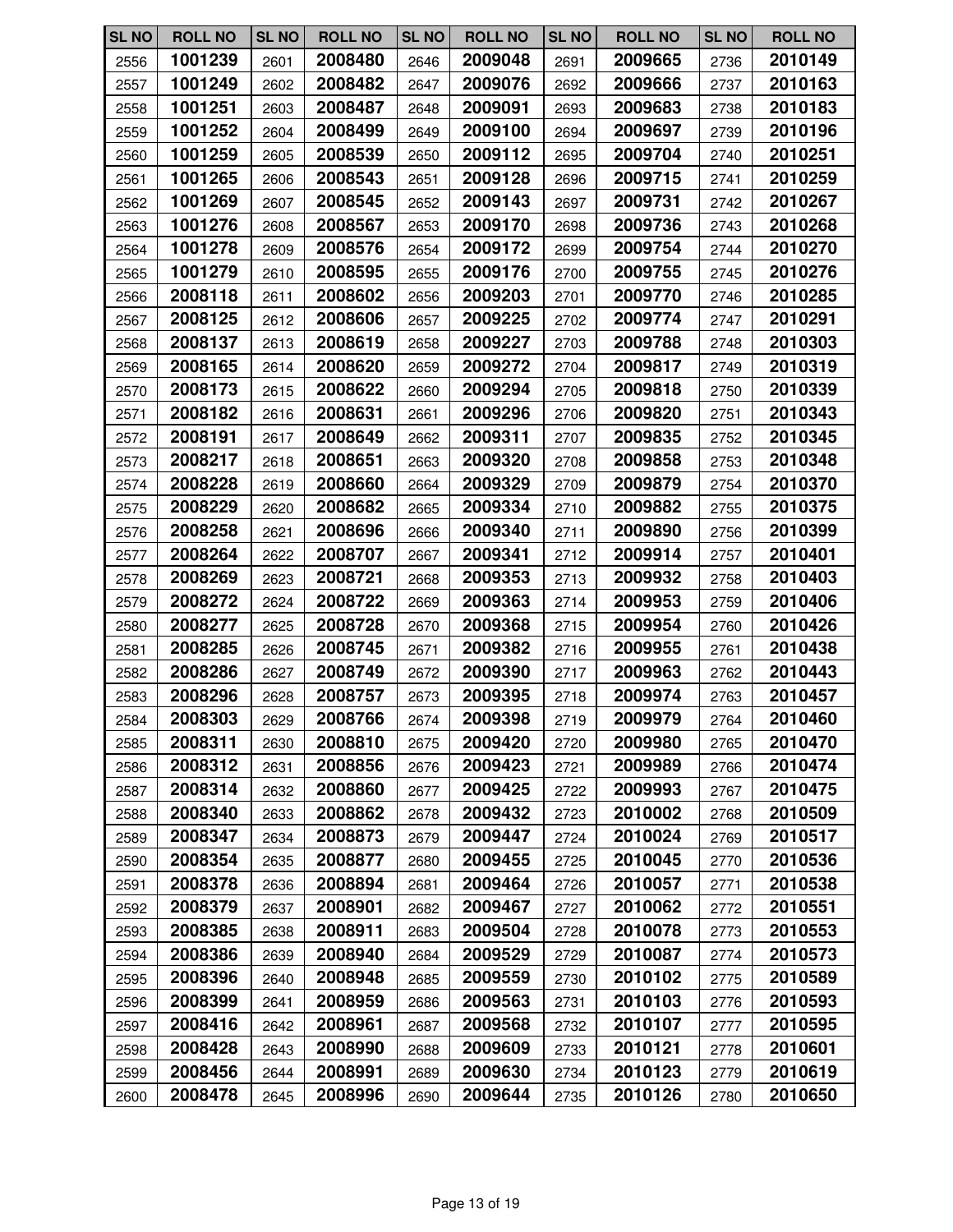| SL NO | ROLL NO | SL NO | ROLL NO | SL NO | ROLL NO | SL NO | ROLL NO | SL NO | ROLL NO |
|---|---|---|---|---|---|---|---|---|---|
| 2556 | 1001239 | 2601 | 2008480 | 2646 | 2009048 | 2691 | 2009665 | 2736 | 2010149 |
| 2557 | 1001249 | 2602 | 2008482 | 2647 | 2009076 | 2692 | 2009666 | 2737 | 2010163 |
| 2558 | 1001251 | 2603 | 2008487 | 2648 | 2009091 | 2693 | 2009683 | 2738 | 2010183 |
| 2559 | 1001252 | 2604 | 2008499 | 2649 | 2009100 | 2694 | 2009697 | 2739 | 2010196 |
| 2560 | 1001259 | 2605 | 2008539 | 2650 | 2009112 | 2695 | 2009704 | 2740 | 2010251 |
| 2561 | 1001265 | 2606 | 2008543 | 2651 | 2009128 | 2696 | 2009715 | 2741 | 2010259 |
| 2562 | 1001269 | 2607 | 2008545 | 2652 | 2009143 | 2697 | 2009731 | 2742 | 2010267 |
| 2563 | 1001276 | 2608 | 2008567 | 2653 | 2009170 | 2698 | 2009736 | 2743 | 2010268 |
| 2564 | 1001278 | 2609 | 2008576 | 2654 | 2009172 | 2699 | 2009754 | 2744 | 2010270 |
| 2565 | 1001279 | 2610 | 2008595 | 2655 | 2009176 | 2700 | 2009755 | 2745 | 2010276 |
| 2566 | 2008118 | 2611 | 2008602 | 2656 | 2009203 | 2701 | 2009770 | 2746 | 2010285 |
| 2567 | 2008125 | 2612 | 2008606 | 2657 | 2009225 | 2702 | 2009774 | 2747 | 2010291 |
| 2568 | 2008137 | 2613 | 2008619 | 2658 | 2009227 | 2703 | 2009788 | 2748 | 2010303 |
| 2569 | 2008165 | 2614 | 2008620 | 2659 | 2009272 | 2704 | 2009817 | 2749 | 2010319 |
| 2570 | 2008173 | 2615 | 2008622 | 2660 | 2009294 | 2705 | 2009818 | 2750 | 2010339 |
| 2571 | 2008182 | 2616 | 2008631 | 2661 | 2009296 | 2706 | 2009820 | 2751 | 2010343 |
| 2572 | 2008191 | 2617 | 2008649 | 2662 | 2009311 | 2707 | 2009835 | 2752 | 2010345 |
| 2573 | 2008217 | 2618 | 2008651 | 2663 | 2009320 | 2708 | 2009858 | 2753 | 2010348 |
| 2574 | 2008228 | 2619 | 2008660 | 2664 | 2009329 | 2709 | 2009879 | 2754 | 2010370 |
| 2575 | 2008229 | 2620 | 2008682 | 2665 | 2009334 | 2710 | 2009882 | 2755 | 2010375 |
| 2576 | 2008258 | 2621 | 2008696 | 2666 | 2009340 | 2711 | 2009890 | 2756 | 2010399 |
| 2577 | 2008264 | 2622 | 2008707 | 2667 | 2009341 | 2712 | 2009914 | 2757 | 2010401 |
| 2578 | 2008269 | 2623 | 2008721 | 2668 | 2009353 | 2713 | 2009932 | 2758 | 2010403 |
| 2579 | 2008272 | 2624 | 2008722 | 2669 | 2009363 | 2714 | 2009953 | 2759 | 2010406 |
| 2580 | 2008277 | 2625 | 2008728 | 2670 | 2009368 | 2715 | 2009954 | 2760 | 2010426 |
| 2581 | 2008285 | 2626 | 2008745 | 2671 | 2009382 | 2716 | 2009955 | 2761 | 2010438 |
| 2582 | 2008286 | 2627 | 2008749 | 2672 | 2009390 | 2717 | 2009963 | 2762 | 2010443 |
| 2583 | 2008296 | 2628 | 2008757 | 2673 | 2009395 | 2718 | 2009974 | 2763 | 2010457 |
| 2584 | 2008303 | 2629 | 2008766 | 2674 | 2009398 | 2719 | 2009979 | 2764 | 2010460 |
| 2585 | 2008311 | 2630 | 2008810 | 2675 | 2009420 | 2720 | 2009980 | 2765 | 2010470 |
| 2586 | 2008312 | 2631 | 2008856 | 2676 | 2009423 | 2721 | 2009989 | 2766 | 2010474 |
| 2587 | 2008314 | 2632 | 2008860 | 2677 | 2009425 | 2722 | 2009993 | 2767 | 2010475 |
| 2588 | 2008340 | 2633 | 2008862 | 2678 | 2009432 | 2723 | 2010002 | 2768 | 2010509 |
| 2589 | 2008347 | 2634 | 2008873 | 2679 | 2009447 | 2724 | 2010024 | 2769 | 2010517 |
| 2590 | 2008354 | 2635 | 2008877 | 2680 | 2009455 | 2725 | 2010045 | 2770 | 2010536 |
| 2591 | 2008378 | 2636 | 2008894 | 2681 | 2009464 | 2726 | 2010057 | 2771 | 2010538 |
| 2592 | 2008379 | 2637 | 2008901 | 2682 | 2009467 | 2727 | 2010062 | 2772 | 2010551 |
| 2593 | 2008385 | 2638 | 2008911 | 2683 | 2009504 | 2728 | 2010078 | 2773 | 2010553 |
| 2594 | 2008386 | 2639 | 2008940 | 2684 | 2009529 | 2729 | 2010087 | 2774 | 2010573 |
| 2595 | 2008396 | 2640 | 2008948 | 2685 | 2009559 | 2730 | 2010102 | 2775 | 2010589 |
| 2596 | 2008399 | 2641 | 2008959 | 2686 | 2009563 | 2731 | 2010103 | 2776 | 2010593 |
| 2597 | 2008416 | 2642 | 2008961 | 2687 | 2009568 | 2732 | 2010107 | 2777 | 2010595 |
| 2598 | 2008428 | 2643 | 2008990 | 2688 | 2009609 | 2733 | 2010121 | 2778 | 2010601 |
| 2599 | 2008456 | 2644 | 2008991 | 2689 | 2009630 | 2734 | 2010123 | 2779 | 2010619 |
| 2600 | 2008478 | 2645 | 2008996 | 2690 | 2009644 | 2735 | 2010126 | 2780 | 2010650 |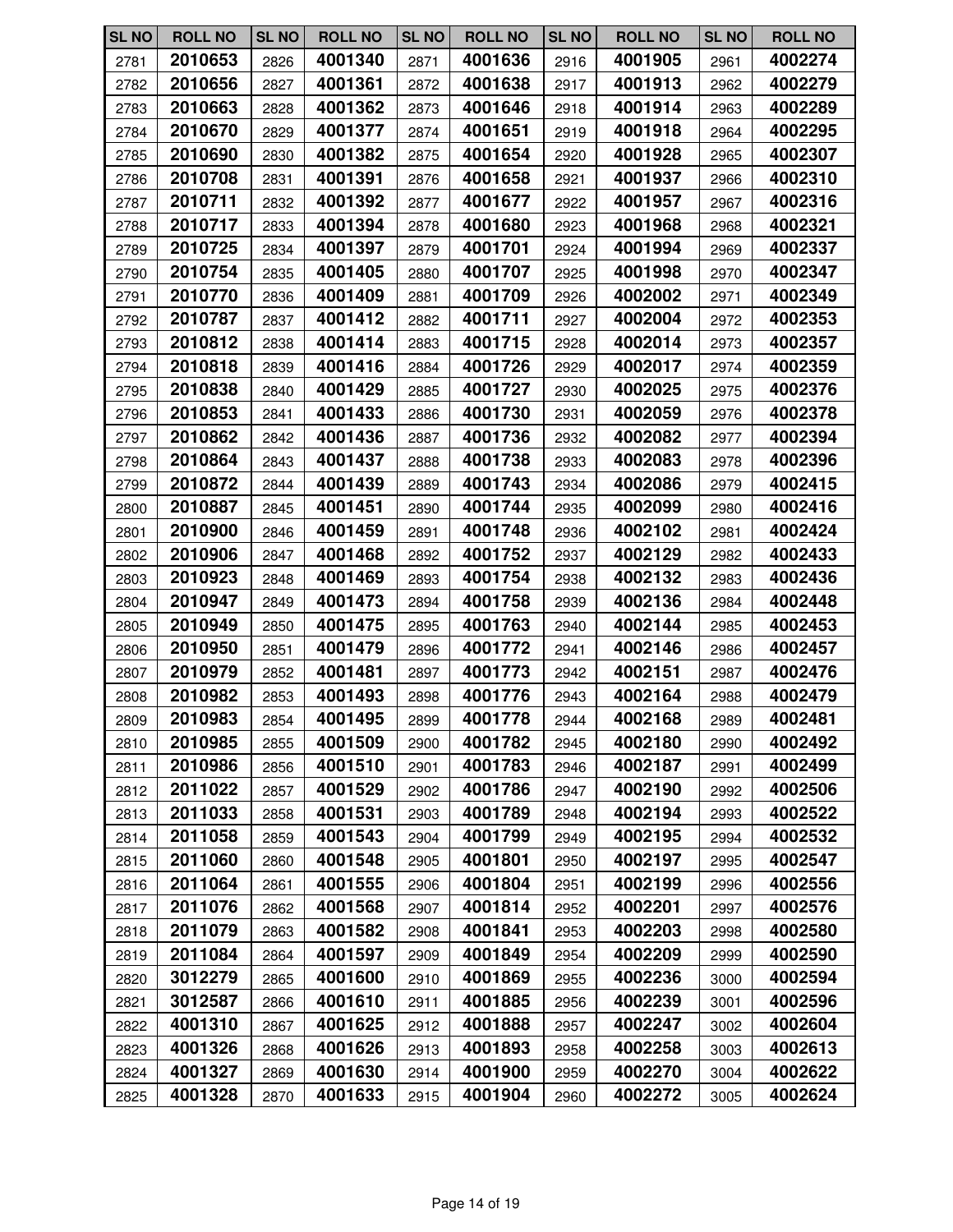| SL NO | ROLL NO | SL NO | ROLL NO | SL NO | ROLL NO | SL NO | ROLL NO | SL NO | ROLL NO |
|---|---|---|---|---|---|---|---|---|---|
| 2781 | 2010653 | 2826 | 4001340 | 2871 | 4001636 | 2916 | 4001905 | 2961 | 4002274 |
| 2782 | 2010656 | 2827 | 4001361 | 2872 | 4001638 | 2917 | 4001913 | 2962 | 4002279 |
| 2783 | 2010663 | 2828 | 4001362 | 2873 | 4001646 | 2918 | 4001914 | 2963 | 4002289 |
| 2784 | 2010670 | 2829 | 4001377 | 2874 | 4001651 | 2919 | 4001918 | 2964 | 4002295 |
| 2785 | 2010690 | 2830 | 4001382 | 2875 | 4001654 | 2920 | 4001928 | 2965 | 4002307 |
| 2786 | 2010708 | 2831 | 4001391 | 2876 | 4001658 | 2921 | 4001937 | 2966 | 4002310 |
| 2787 | 2010711 | 2832 | 4001392 | 2877 | 4001677 | 2922 | 4001957 | 2967 | 4002316 |
| 2788 | 2010717 | 2833 | 4001394 | 2878 | 4001680 | 2923 | 4001968 | 2968 | 4002321 |
| 2789 | 2010725 | 2834 | 4001397 | 2879 | 4001701 | 2924 | 4001994 | 2969 | 4002337 |
| 2790 | 2010754 | 2835 | 4001405 | 2880 | 4001707 | 2925 | 4001998 | 2970 | 4002347 |
| 2791 | 2010770 | 2836 | 4001409 | 2881 | 4001709 | 2926 | 4002002 | 2971 | 4002349 |
| 2792 | 2010787 | 2837 | 4001412 | 2882 | 4001711 | 2927 | 4002004 | 2972 | 4002353 |
| 2793 | 2010812 | 2838 | 4001414 | 2883 | 4001715 | 2928 | 4002014 | 2973 | 4002357 |
| 2794 | 2010818 | 2839 | 4001416 | 2884 | 4001726 | 2929 | 4002017 | 2974 | 4002359 |
| 2795 | 2010838 | 2840 | 4001429 | 2885 | 4001727 | 2930 | 4002025 | 2975 | 4002376 |
| 2796 | 2010853 | 2841 | 4001433 | 2886 | 4001730 | 2931 | 4002059 | 2976 | 4002378 |
| 2797 | 2010862 | 2842 | 4001436 | 2887 | 4001736 | 2932 | 4002082 | 2977 | 4002394 |
| 2798 | 2010864 | 2843 | 4001437 | 2888 | 4001738 | 2933 | 4002083 | 2978 | 4002396 |
| 2799 | 2010872 | 2844 | 4001439 | 2889 | 4001743 | 2934 | 4002086 | 2979 | 4002415 |
| 2800 | 2010887 | 2845 | 4001451 | 2890 | 4001744 | 2935 | 4002099 | 2980 | 4002416 |
| 2801 | 2010900 | 2846 | 4001459 | 2891 | 4001748 | 2936 | 4002102 | 2981 | 4002424 |
| 2802 | 2010906 | 2847 | 4001468 | 2892 | 4001752 | 2937 | 4002129 | 2982 | 4002433 |
| 2803 | 2010923 | 2848 | 4001469 | 2893 | 4001754 | 2938 | 4002132 | 2983 | 4002436 |
| 2804 | 2010947 | 2849 | 4001473 | 2894 | 4001758 | 2939 | 4002136 | 2984 | 4002448 |
| 2805 | 2010949 | 2850 | 4001475 | 2895 | 4001763 | 2940 | 4002144 | 2985 | 4002453 |
| 2806 | 2010950 | 2851 | 4001479 | 2896 | 4001772 | 2941 | 4002146 | 2986 | 4002457 |
| 2807 | 2010979 | 2852 | 4001481 | 2897 | 4001773 | 2942 | 4002151 | 2987 | 4002476 |
| 2808 | 2010982 | 2853 | 4001493 | 2898 | 4001776 | 2943 | 4002164 | 2988 | 4002479 |
| 2809 | 2010983 | 2854 | 4001495 | 2899 | 4001778 | 2944 | 4002168 | 2989 | 4002481 |
| 2810 | 2010985 | 2855 | 4001509 | 2900 | 4001782 | 2945 | 4002180 | 2990 | 4002492 |
| 2811 | 2010986 | 2856 | 4001510 | 2901 | 4001783 | 2946 | 4002187 | 2991 | 4002499 |
| 2812 | 2011022 | 2857 | 4001529 | 2902 | 4001786 | 2947 | 4002190 | 2992 | 4002506 |
| 2813 | 2011033 | 2858 | 4001531 | 2903 | 4001789 | 2948 | 4002194 | 2993 | 4002522 |
| 2814 | 2011058 | 2859 | 4001543 | 2904 | 4001799 | 2949 | 4002195 | 2994 | 4002532 |
| 2815 | 2011060 | 2860 | 4001548 | 2905 | 4001801 | 2950 | 4002197 | 2995 | 4002547 |
| 2816 | 2011064 | 2861 | 4001555 | 2906 | 4001804 | 2951 | 4002199 | 2996 | 4002556 |
| 2817 | 2011076 | 2862 | 4001568 | 2907 | 4001814 | 2952 | 4002201 | 2997 | 4002576 |
| 2818 | 2011079 | 2863 | 4001582 | 2908 | 4001841 | 2953 | 4002203 | 2998 | 4002580 |
| 2819 | 2011084 | 2864 | 4001597 | 2909 | 4001849 | 2954 | 4002209 | 2999 | 4002590 |
| 2820 | 3012279 | 2865 | 4001600 | 2910 | 4001869 | 2955 | 4002236 | 3000 | 4002594 |
| 2821 | 3012587 | 2866 | 4001610 | 2911 | 4001885 | 2956 | 4002239 | 3001 | 4002596 |
| 2822 | 4001310 | 2867 | 4001625 | 2912 | 4001888 | 2957 | 4002247 | 3002 | 4002604 |
| 2823 | 4001326 | 2868 | 4001626 | 2913 | 4001893 | 2958 | 4002258 | 3003 | 4002613 |
| 2824 | 4001327 | 2869 | 4001630 | 2914 | 4001900 | 2959 | 4002270 | 3004 | 4002622 |
| 2825 | 4001328 | 2870 | 4001633 | 2915 | 4001904 | 2960 | 4002272 | 3005 | 4002624 |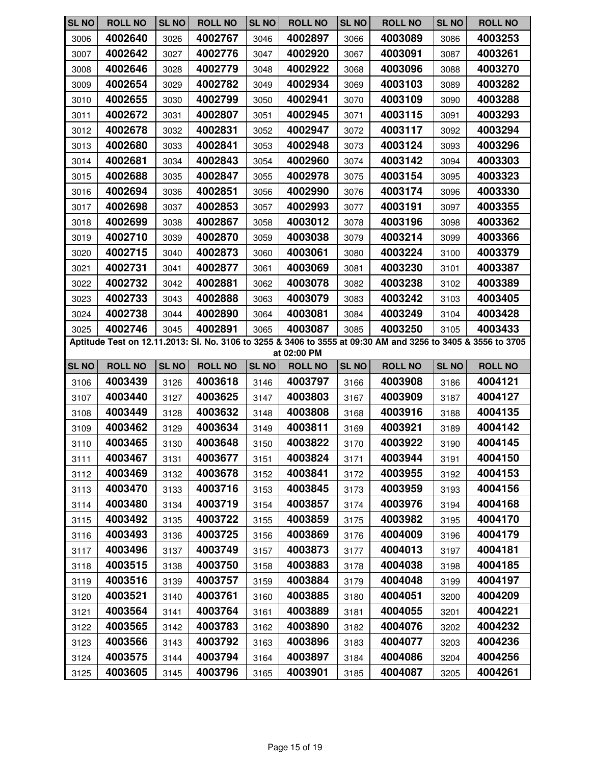| SL NO | ROLL NO | SL NO | ROLL NO | SL NO | ROLL NO | SL NO | ROLL NO | SL NO | ROLL NO |
|---|---|---|---|---|---|---|---|---|---|
| 3006 | **4002640** | 3026 | **4002767** | 3046 | **4002897** | 3066 | **4003089** | 3086 | **4003253** |
| 3007 | **4002642** | 3027 | **4002776** | 3047 | **4002920** | 3067 | **4003091** | 3087 | **4003261** |
| 3008 | **4002646** | 3028 | **4002779** | 3048 | **4002922** | 3068 | **4003096** | 3088 | **4003270** |
| 3009 | **4002654** | 3029 | **4002782** | 3049 | **4002934** | 3069 | **4003103** | 3089 | **4003282** |
| 3010 | **4002655** | 3030 | **4002799** | 3050 | **4002941** | 3070 | **4003109** | 3090 | **4003288** |
| 3011 | **4002672** | 3031 | **4002807** | 3051 | **4002945** | 3071 | **4003115** | 3091 | **4003293** |
| 3012 | **4002678** | 3032 | **4002831** | 3052 | **4002947** | 3072 | **4003117** | 3092 | **4003294** |
| 3013 | **4002680** | 3033 | **4002841** | 3053 | **4002948** | 3073 | **4003124** | 3093 | **4003296** |
| 3014 | **4002681** | 3034 | **4002843** | 3054 | **4002960** | 3074 | **4003142** | 3094 | **4003303** |
| 3015 | **4002688** | 3035 | **4002847** | 3055 | **4002978** | 3075 | **4003154** | 3095 | **4003323** |
| 3016 | **4002694** | 3036 | **4002851** | 3056 | **4002990** | 3076 | **4003174** | 3096 | **4003330** |
| 3017 | **4002698** | 3037 | **4002853** | 3057 | **4002993** | 3077 | **4003191** | 3097 | **4003355** |
| 3018 | **4002699** | 3038 | **4002867** | 3058 | **4003012** | 3078 | **4003196** | 3098 | **4003362** |
| 3019 | **4002710** | 3039 | **4002870** | 3059 | **4003038** | 3079 | **4003214** | 3099 | **4003366** |
| 3020 | **4002715** | 3040 | **4002873** | 3060 | **4003061** | 3080 | **4003224** | 3100 | **4003379** |
| 3021 | **4002731** | 3041 | **4002877** | 3061 | **4003069** | 3081 | **4003230** | 3101 | **4003387** |
| 3022 | **4002732** | 3042 | **4002881** | 3062 | **4003078** | 3082 | **4003238** | 3102 | **4003389** |
| 3023 | **4002733** | 3043 | **4002888** | 3063 | **4003079** | 3083 | **4003242** | 3103 | **4003405** |
| 3024 | **4002738** | 3044 | **4002890** | 3064 | **4003081** | 3084 | **4003249** | 3104 | **4003428** |
| 3025 | **4002746** | 3045 | **4002891** | 3065 | **4003087** | 3085 | **4003250** | 3105 | **4003433** |

**Aptitude Test on 12.11.2013: Sl. No. 3106 to 3255 & 3406 to 3555 at 09:30 AM and 3256 to 3405 & 3556 to 3705 at 02:00 PM**

| SL NO | ROLL NO | SL NO | ROLL NO | SL NO | ROLL NO | SL NO | ROLL NO | SL NO | ROLL NO |
|---|---|---|---|---|---|---|---|---|---|
| 3106 | **4003439** | 3126 | **4003618** | 3146 | **4003797** | 3166 | **4003908** | 3186 | **4004121** |
| 3107 | **4003440** | 3127 | **4003625** | 3147 | **4003803** | 3167 | **4003909** | 3187 | **4004127** |
| 3108 | **4003449** | 3128 | **4003632** | 3148 | **4003808** | 3168 | **4003916** | 3188 | **4004135** |
| 3109 | **4003462** | 3129 | **4003634** | 3149 | **4003811** | 3169 | **4003921** | 3189 | **4004142** |
| 3110 | **4003465** | 3130 | **4003648** | 3150 | **4003822** | 3170 | **4003922** | 3190 | **4004145** |
| 3111 | **4003467** | 3131 | **4003677** | 3151 | **4003824** | 3171 | **4003944** | 3191 | **4004150** |
| 3112 | **4003469** | 3132 | **4003678** | 3152 | **4003841** | 3172 | **4003955** | 3192 | **4004153** |
| 3113 | **4003470** | 3133 | **4003716** | 3153 | **4003845** | 3173 | **4003959** | 3193 | **4004156** |
| 3114 | **4003480** | 3134 | **4003719** | 3154 | **4003857** | 3174 | **4003976** | 3194 | **4004168** |
| 3115 | **4003492** | 3135 | **4003722** | 3155 | **4003859** | 3175 | **4003982** | 3195 | **4004170** |
| 3116 | **4003493** | 3136 | **4003725** | 3156 | **4003869** | 3176 | **4004009** | 3196 | **4004179** |
| 3117 | **4003496** | 3137 | **4003749** | 3157 | **4003873** | 3177 | **4004013** | 3197 | **4004181** |
| 3118 | **4003515** | 3138 | **4003750** | 3158 | **4003883** | 3178 | **4004038** | 3198 | **4004185** |
| 3119 | **4003516** | 3139 | **4003757** | 3159 | **4003884** | 3179 | **4004048** | 3199 | **4004197** |
| 3120 | **4003521** | 3140 | **4003761** | 3160 | **4003885** | 3180 | **4004051** | 3200 | **4004209** |
| 3121 | **4003564** | 3141 | **4003764** | 3161 | **4003889** | 3181 | **4004055** | 3201 | **4004221** |
| 3122 | **4003565** | 3142 | **4003783** | 3162 | **4003890** | 3182 | **4004076** | 3202 | **4004232** |
| 3123 | **4003566** | 3143 | **4003792** | 3163 | **4003896** | 3183 | **4004077** | 3203 | **4004236** |
| 3124 | **4003575** | 3144 | **4003794** | 3164 | **4003897** | 3184 | **4004086** | 3204 | **4004256** |
| 3125 | **4003605** | 3145 | **4003796** | 3165 | **4003901** | 3185 | **4004087** | 3205 | **4004261** |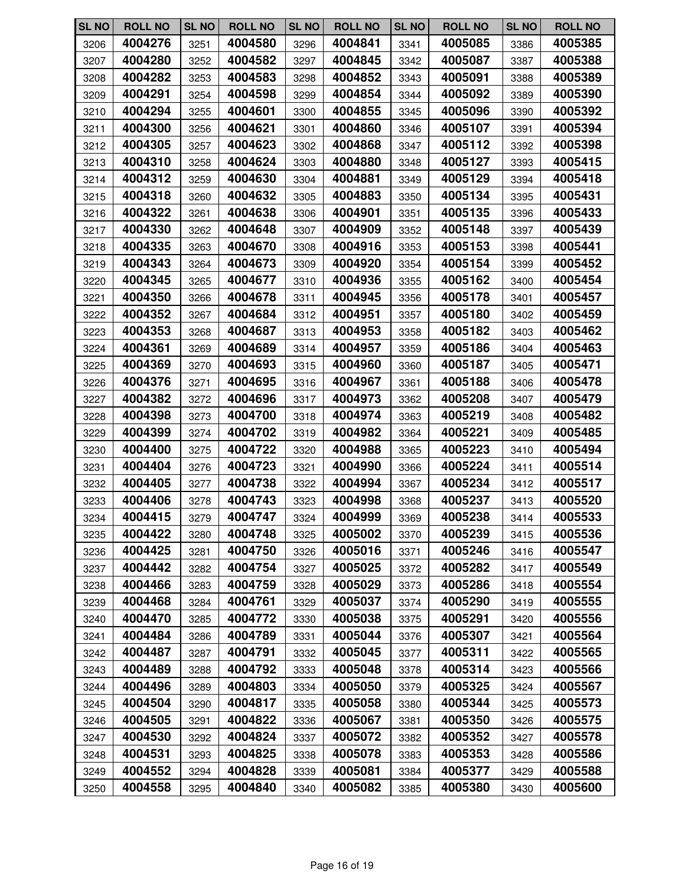| SL NO | ROLL NO | SL NO | ROLL NO | SL NO | ROLL NO | SL NO | ROLL NO | SL NO | ROLL NO |
|---|---|---|---|---|---|---|---|---|---|
| 3206 | 4004276 | 3251 | 4004580 | 3296 | 4004841 | 3341 | 4005085 | 3386 | 4005385 |
| 3207 | 4004280 | 3252 | 4004582 | 3297 | 4004845 | 3342 | 4005087 | 3387 | 4005388 |
| 3208 | 4004282 | 3253 | 4004583 | 3298 | 4004852 | 3343 | 4005091 | 3388 | 4005389 |
| 3209 | 4004291 | 3254 | 4004598 | 3299 | 4004854 | 3344 | 4005092 | 3389 | 4005390 |
| 3210 | 4004294 | 3255 | 4004601 | 3300 | 4004855 | 3345 | 4005096 | 3390 | 4005392 |
| 3211 | 4004300 | 3256 | 4004621 | 3301 | 4004860 | 3346 | 4005107 | 3391 | 4005394 |
| 3212 | 4004305 | 3257 | 4004623 | 3302 | 4004868 | 3347 | 4005112 | 3392 | 4005398 |
| 3213 | 4004310 | 3258 | 4004624 | 3303 | 4004880 | 3348 | 4005127 | 3393 | 4005415 |
| 3214 | 4004312 | 3259 | 4004630 | 3304 | 4004881 | 3349 | 4005129 | 3394 | 4005418 |
| 3215 | 4004318 | 3260 | 4004632 | 3305 | 4004883 | 3350 | 4005134 | 3395 | 4005431 |
| 3216 | 4004322 | 3261 | 4004638 | 3306 | 4004901 | 3351 | 4005135 | 3396 | 4005433 |
| 3217 | 4004330 | 3262 | 4004648 | 3307 | 4004909 | 3352 | 4005148 | 3397 | 4005439 |
| 3218 | 4004335 | 3263 | 4004670 | 3308 | 4004916 | 3353 | 4005153 | 3398 | 4005441 |
| 3219 | 4004343 | 3264 | 4004673 | 3309 | 4004920 | 3354 | 4005154 | 3399 | 4005452 |
| 3220 | 4004345 | 3265 | 4004677 | 3310 | 4004936 | 3355 | 4005162 | 3400 | 4005454 |
| 3221 | 4004350 | 3266 | 4004678 | 3311 | 4004945 | 3356 | 4005178 | 3401 | 4005457 |
| 3222 | 4004352 | 3267 | 4004684 | 3312 | 4004951 | 3357 | 4005180 | 3402 | 4005459 |
| 3223 | 4004353 | 3268 | 4004687 | 3313 | 4004953 | 3358 | 4005182 | 3403 | 4005462 |
| 3224 | 4004361 | 3269 | 4004689 | 3314 | 4004957 | 3359 | 4005186 | 3404 | 4005463 |
| 3225 | 4004369 | 3270 | 4004693 | 3315 | 4004960 | 3360 | 4005187 | 3405 | 4005471 |
| 3226 | 4004376 | 3271 | 4004695 | 3316 | 4004967 | 3361 | 4005188 | 3406 | 4005478 |
| 3227 | 4004382 | 3272 | 4004696 | 3317 | 4004973 | 3362 | 4005208 | 3407 | 4005479 |
| 3228 | 4004398 | 3273 | 4004700 | 3318 | 4004974 | 3363 | 4005219 | 3408 | 4005482 |
| 3229 | 4004399 | 3274 | 4004702 | 3319 | 4004982 | 3364 | 4005221 | 3409 | 4005485 |
| 3230 | 4004400 | 3275 | 4004722 | 3320 | 4004988 | 3365 | 4005223 | 3410 | 4005494 |
| 3231 | 4004404 | 3276 | 4004723 | 3321 | 4004990 | 3366 | 4005224 | 3411 | 4005514 |
| 3232 | 4004405 | 3277 | 4004738 | 3322 | 4004994 | 3367 | 4005234 | 3412 | 4005517 |
| 3233 | 4004406 | 3278 | 4004743 | 3323 | 4004998 | 3368 | 4005237 | 3413 | 4005520 |
| 3234 | 4004415 | 3279 | 4004747 | 3324 | 4004999 | 3369 | 4005238 | 3414 | 4005533 |
| 3235 | 4004422 | 3280 | 4004748 | 3325 | 4005002 | 3370 | 4005239 | 3415 | 4005536 |
| 3236 | 4004425 | 3281 | 4004750 | 3326 | 4005016 | 3371 | 4005246 | 3416 | 4005547 |
| 3237 | 4004442 | 3282 | 4004754 | 3327 | 4005025 | 3372 | 4005282 | 3417 | 4005549 |
| 3238 | 4004466 | 3283 | 4004759 | 3328 | 4005029 | 3373 | 4005286 | 3418 | 4005554 |
| 3239 | 4004468 | 3284 | 4004761 | 3329 | 4005037 | 3374 | 4005290 | 3419 | 4005555 |
| 3240 | 4004470 | 3285 | 4004772 | 3330 | 4005038 | 3375 | 4005291 | 3420 | 4005556 |
| 3241 | 4004484 | 3286 | 4004789 | 3331 | 4005044 | 3376 | 4005307 | 3421 | 4005564 |
| 3242 | 4004487 | 3287 | 4004791 | 3332 | 4005045 | 3377 | 4005311 | 3422 | 4005565 |
| 3243 | 4004489 | 3288 | 4004792 | 3333 | 4005048 | 3378 | 4005314 | 3423 | 4005566 |
| 3244 | 4004496 | 3289 | 4004803 | 3334 | 4005050 | 3379 | 4005325 | 3424 | 4005567 |
| 3245 | 4004504 | 3290 | 4004817 | 3335 | 4005058 | 3380 | 4005344 | 3425 | 4005573 |
| 3246 | 4004505 | 3291 | 4004822 | 3336 | 4005067 | 3381 | 4005350 | 3426 | 4005575 |
| 3247 | 4004530 | 3292 | 4004824 | 3337 | 4005072 | 3382 | 4005352 | 3427 | 4005578 |
| 3248 | 4004531 | 3293 | 4004825 | 3338 | 4005078 | 3383 | 4005353 | 3428 | 4005586 |
| 3249 | 4004552 | 3294 | 4004828 | 3339 | 4005081 | 3384 | 4005377 | 3429 | 4005588 |
| 3250 | 4004558 | 3295 | 4004840 | 3340 | 4005082 | 3385 | 4005380 | 3430 | 4005600 |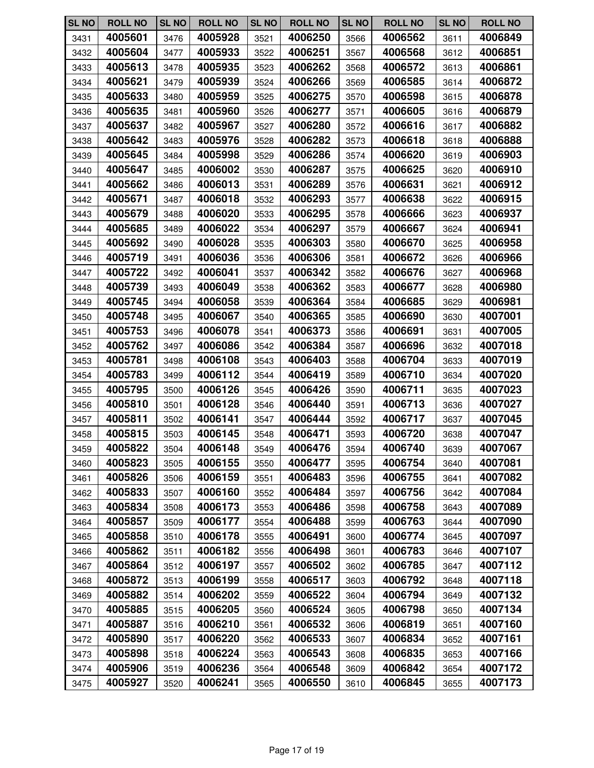| SL NO | ROLL NO | SL NO | ROLL NO | SL NO | ROLL NO | SL NO | ROLL NO | SL NO | ROLL NO |
|---|---|---|---|---|---|---|---|---|---|
| 3431 | 4005601 | 3476 | 4005928 | 3521 | 4006250 | 3566 | 4006562 | 3611 | 4006849 |
| 3432 | 4005604 | 3477 | 4005933 | 3522 | 4006251 | 3567 | 4006568 | 3612 | 4006851 |
| 3433 | 4005613 | 3478 | 4005935 | 3523 | 4006262 | 3568 | 4006572 | 3613 | 4006861 |
| 3434 | 4005621 | 3479 | 4005939 | 3524 | 4006266 | 3569 | 4006585 | 3614 | 4006872 |
| 3435 | 4005633 | 3480 | 4005959 | 3525 | 4006275 | 3570 | 4006598 | 3615 | 4006878 |
| 3436 | 4005635 | 3481 | 4005960 | 3526 | 4006277 | 3571 | 4006605 | 3616 | 4006879 |
| 3437 | 4005637 | 3482 | 4005967 | 3527 | 4006280 | 3572 | 4006616 | 3617 | 4006882 |
| 3438 | 4005642 | 3483 | 4005976 | 3528 | 4006282 | 3573 | 4006618 | 3618 | 4006888 |
| 3439 | 4005645 | 3484 | 4005998 | 3529 | 4006286 | 3574 | 4006620 | 3619 | 4006903 |
| 3440 | 4005647 | 3485 | 4006002 | 3530 | 4006287 | 3575 | 4006625 | 3620 | 4006910 |
| 3441 | 4005662 | 3486 | 4006013 | 3531 | 4006289 | 3576 | 4006631 | 3621 | 4006912 |
| 3442 | 4005671 | 3487 | 4006018 | 3532 | 4006293 | 3577 | 4006638 | 3622 | 4006915 |
| 3443 | 4005679 | 3488 | 4006020 | 3533 | 4006295 | 3578 | 4006666 | 3623 | 4006937 |
| 3444 | 4005685 | 3489 | 4006022 | 3534 | 4006297 | 3579 | 4006667 | 3624 | 4006941 |
| 3445 | 4005692 | 3490 | 4006028 | 3535 | 4006303 | 3580 | 4006670 | 3625 | 4006958 |
| 3446 | 4005719 | 3491 | 4006036 | 3536 | 4006306 | 3581 | 4006672 | 3626 | 4006966 |
| 3447 | 4005722 | 3492 | 4006041 | 3537 | 4006342 | 3582 | 4006676 | 3627 | 4006968 |
| 3448 | 4005739 | 3493 | 4006049 | 3538 | 4006362 | 3583 | 4006677 | 3628 | 4006980 |
| 3449 | 4005745 | 3494 | 4006058 | 3539 | 4006364 | 3584 | 4006685 | 3629 | 4006981 |
| 3450 | 4005748 | 3495 | 4006067 | 3540 | 4006365 | 3585 | 4006690 | 3630 | 4007001 |
| 3451 | 4005753 | 3496 | 4006078 | 3541 | 4006373 | 3586 | 4006691 | 3631 | 4007005 |
| 3452 | 4005762 | 3497 | 4006086 | 3542 | 4006384 | 3587 | 4006696 | 3632 | 4007018 |
| 3453 | 4005781 | 3498 | 4006108 | 3543 | 4006403 | 3588 | 4006704 | 3633 | 4007019 |
| 3454 | 4005783 | 3499 | 4006112 | 3544 | 4006419 | 3589 | 4006710 | 3634 | 4007020 |
| 3455 | 4005795 | 3500 | 4006126 | 3545 | 4006426 | 3590 | 4006711 | 3635 | 4007023 |
| 3456 | 4005810 | 3501 | 4006128 | 3546 | 4006440 | 3591 | 4006713 | 3636 | 4007027 |
| 3457 | 4005811 | 3502 | 4006141 | 3547 | 4006444 | 3592 | 4006717 | 3637 | 4007045 |
| 3458 | 4005815 | 3503 | 4006145 | 3548 | 4006471 | 3593 | 4006720 | 3638 | 4007047 |
| 3459 | 4005822 | 3504 | 4006148 | 3549 | 4006476 | 3594 | 4006740 | 3639 | 4007067 |
| 3460 | 4005823 | 3505 | 4006155 | 3550 | 4006477 | 3595 | 4006754 | 3640 | 4007081 |
| 3461 | 4005826 | 3506 | 4006159 | 3551 | 4006483 | 3596 | 4006755 | 3641 | 4007082 |
| 3462 | 4005833 | 3507 | 4006160 | 3552 | 4006484 | 3597 | 4006756 | 3642 | 4007084 |
| 3463 | 4005834 | 3508 | 4006173 | 3553 | 4006486 | 3598 | 4006758 | 3643 | 4007089 |
| 3464 | 4005857 | 3509 | 4006177 | 3554 | 4006488 | 3599 | 4006763 | 3644 | 4007090 |
| 3465 | 4005858 | 3510 | 4006178 | 3555 | 4006491 | 3600 | 4006774 | 3645 | 4007097 |
| 3466 | 4005862 | 3511 | 4006182 | 3556 | 4006498 | 3601 | 4006783 | 3646 | 4007107 |
| 3467 | 4005864 | 3512 | 4006197 | 3557 | 4006502 | 3602 | 4006785 | 3647 | 4007112 |
| 3468 | 4005872 | 3513 | 4006199 | 3558 | 4006517 | 3603 | 4006792 | 3648 | 4007118 |
| 3469 | 4005882 | 3514 | 4006202 | 3559 | 4006522 | 3604 | 4006794 | 3649 | 4007132 |
| 3470 | 4005885 | 3515 | 4006205 | 3560 | 4006524 | 3605 | 4006798 | 3650 | 4007134 |
| 3471 | 4005887 | 3516 | 4006210 | 3561 | 4006532 | 3606 | 4006819 | 3651 | 4007160 |
| 3472 | 4005890 | 3517 | 4006220 | 3562 | 4006533 | 3607 | 4006834 | 3652 | 4007161 |
| 3473 | 4005898 | 3518 | 4006224 | 3563 | 4006543 | 3608 | 4006835 | 3653 | 4007166 |
| 3474 | 4005906 | 3519 | 4006236 | 3564 | 4006548 | 3609 | 4006842 | 3654 | 4007172 |
| 3475 | 4005927 | 3520 | 4006241 | 3565 | 4006550 | 3610 | 4006845 | 3655 | 4007173 |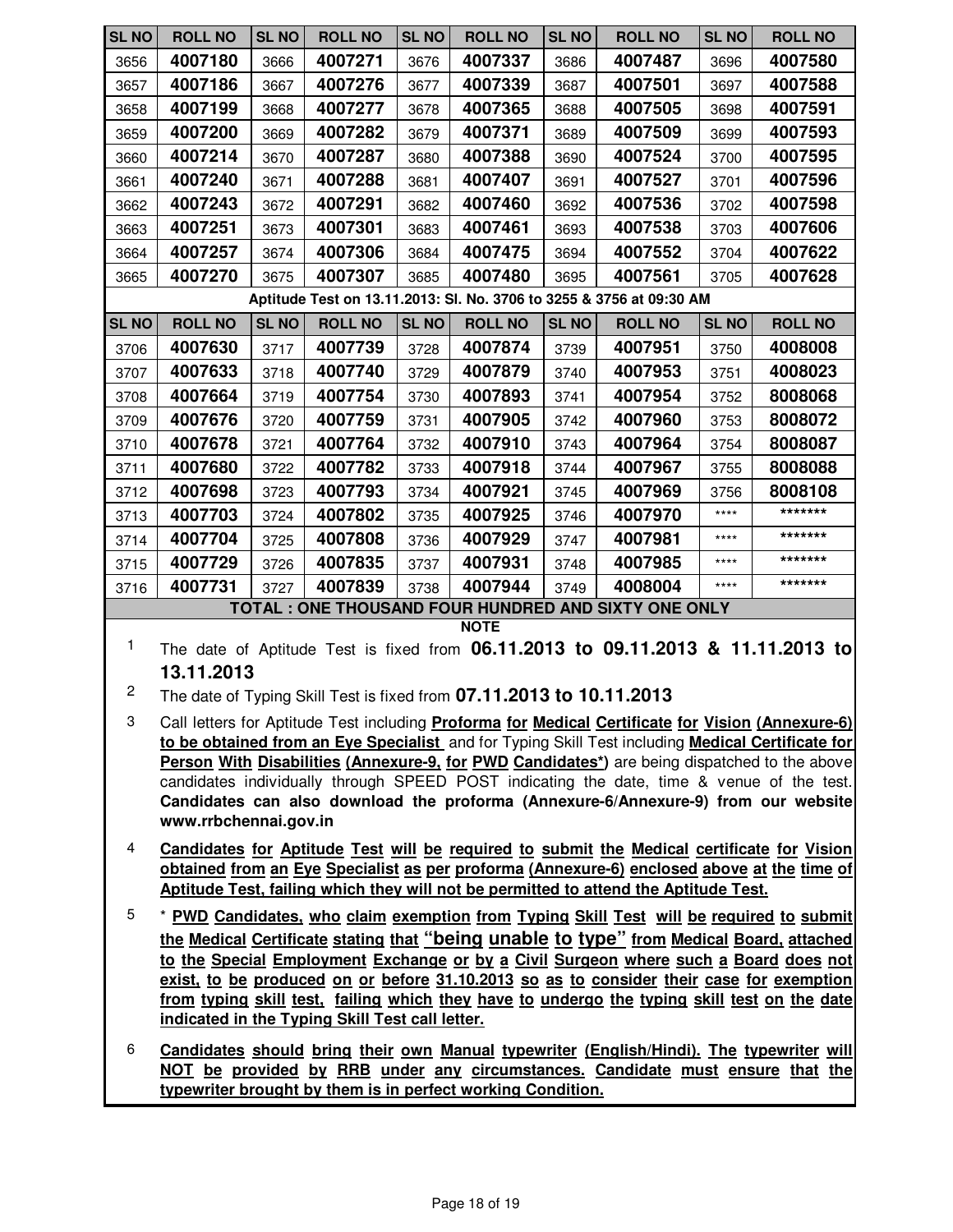| SL NO | ROLL NO | SL NO | ROLL NO | SL NO | ROLL NO | SL NO | ROLL NO | SL NO | ROLL NO |
|---|---|---|---|---|---|---|---|---|---|
| 3656 | **4007180** | 3666 | **4007271** | 3676 | **4007337** | 3686 | **4007487** | 3696 | **4007580** |
| 3657 | **4007186** | 3667 | **4007276** | 3677 | **4007339** | 3687 | **4007501** | 3697 | **4007588** |
| 3658 | **4007199** | 3668 | **4007277** | 3678 | **4007365** | 3688 | **4007505** | 3698 | **4007591** |
| 3659 | **4007200** | 3669 | **4007282** | 3679 | **4007371** | 3689 | **4007509** | 3699 | **4007593** |
| 3660 | **4007214** | 3670 | **4007287** | 3680 | **4007388** | 3690 | **4007524** | 3700 | **4007595** |
| 3661 | **4007240** | 3671 | **4007288** | 3681 | **4007407** | 3691 | **4007527** | 3701 | **4007596** |
| 3662 | **4007243** | 3672 | **4007291** | 3682 | **4007460** | 3692 | **4007536** | 3702 | **4007598** |
| 3663 | **4007251** | 3673 | **4007301** | 3683 | **4007461** | 3693 | **4007538** | 3703 | **4007606** |
| 3664 | **4007257** | 3674 | **4007306** | 3684 | **4007475** | 3694 | **4007552** | 3704 | **4007622** |
| 3665 | **4007270** | 3675 | **4007307** | 3685 | **4007480** | 3695 | **4007561** | 3705 | **4007628** |

**Aptitude Test on 13.11.2013: Sl. No. 3706 to 3255 & 3756 at 09:30 AM**

| SL NO | ROLL NO | SL NO | ROLL NO | SL NO | ROLL NO | SL NO | ROLL NO | SL NO | ROLL NO |
|---|---|---|---|---|---|---|---|---|---|
| 3706 | **4007630** | 3717 | **4007739** | 3728 | **4007874** | 3739 | **4007951** | 3750 | **4008008** |
| 3707 | **4007633** | 3718 | **4007740** | 3729 | **4007879** | 3740 | **4007953** | 3751 | **4008023** |
| 3708 | **4007664** | 3719 | **4007754** | 3730 | **4007893** | 3741 | **4007954** | 3752 | **8008068** |
| 3709 | **4007676** | 3720 | **4007759** | 3731 | **4007905** | 3742 | **4007960** | 3753 | **8008072** |
| 3710 | **4007678** | 3721 | **4007764** | 3732 | **4007910** | 3743 | **4007964** | 3754 | **8008087** |
| 3711 | **4007680** | 3722 | **4007782** | 3733 | **4007918** | 3744 | **4007967** | 3755 | **8008088** |
| 3712 | **4007698** | 3723 | **4007793** | 3734 | **4007921** | 3745 | **4007969** | 3756 | **8008108** |
| 3713 | **4007703** | 3724 | **4007802** | 3735 | **4007925** | 3746 | **4007970** | **** | ******* |
| 3714 | **4007704** | 3725 | **4007808** | 3736 | **4007929** | 3747 | **4007981** | **** | ******* |
| 3715 | **4007729** | 3726 | **4007835** | 3737 | **4007931** | 3748 | **4007985** | **** | ******* |
| 3716 | **4007731** | 3727 | **4007839** | 3738 | **4007944** | 3749 | **4008004** | **** | ******* |

**TOTAL : ONE THOUSAND FOUR HUNDRED AND SIXTY ONE ONLY**

**NOTE**

1. The date of Aptitude Test is fixed from **06.11.2013 to 09.11.2013 & 11.11.2013 to 13.11.2013**
2. The date of Typing Skill Test is fixed from **07.11.2013 to 10.11.2013**
3. Call letters for Aptitude Test including **Proforma for Medical Certificate for Vision (Annexure-6) to be obtained from an Eye Specialist** and for Typing Skill Test including **Medical Certificate for Person With Disabilities (Annexure-9, for PWD Candidates*)** are being dispatched to the above candidates individually through SPEED POST indicating the date, time & venue of the test. **Candidates can also download the proforma (Annexure-6/Annexure-9) from our website www.rrbchennai.gov.in**
4. **Candidates for Aptitude Test will be required to submit the Medical certificate for Vision obtained from an Eye Specialist as per proforma (Annexure-6) enclosed above at the time of Aptitude Test, failing which they will not be permitted to attend the Aptitude Test.**
5. * **PWD Candidates, who claim exemption from Typing Skill Test will be required to submit the Medical Certificate stating that "being unable to type" from Medical Board, attached to the Special Employment Exchange or by a Civil Surgeon where such a Board does not exist, to be produced on or before 31.10.2013 so as to consider their case for exemption from typing skill test, failing which they have to undergo the typing skill test on the date indicated in the Typing Skill Test call letter.**
6. **Candidates should bring their own Manual typewriter (English/Hindi). The typewriter will NOT be provided by RRB under any circumstances. Candidate must ensure that the typewriter brought by them is in perfect working Condition.**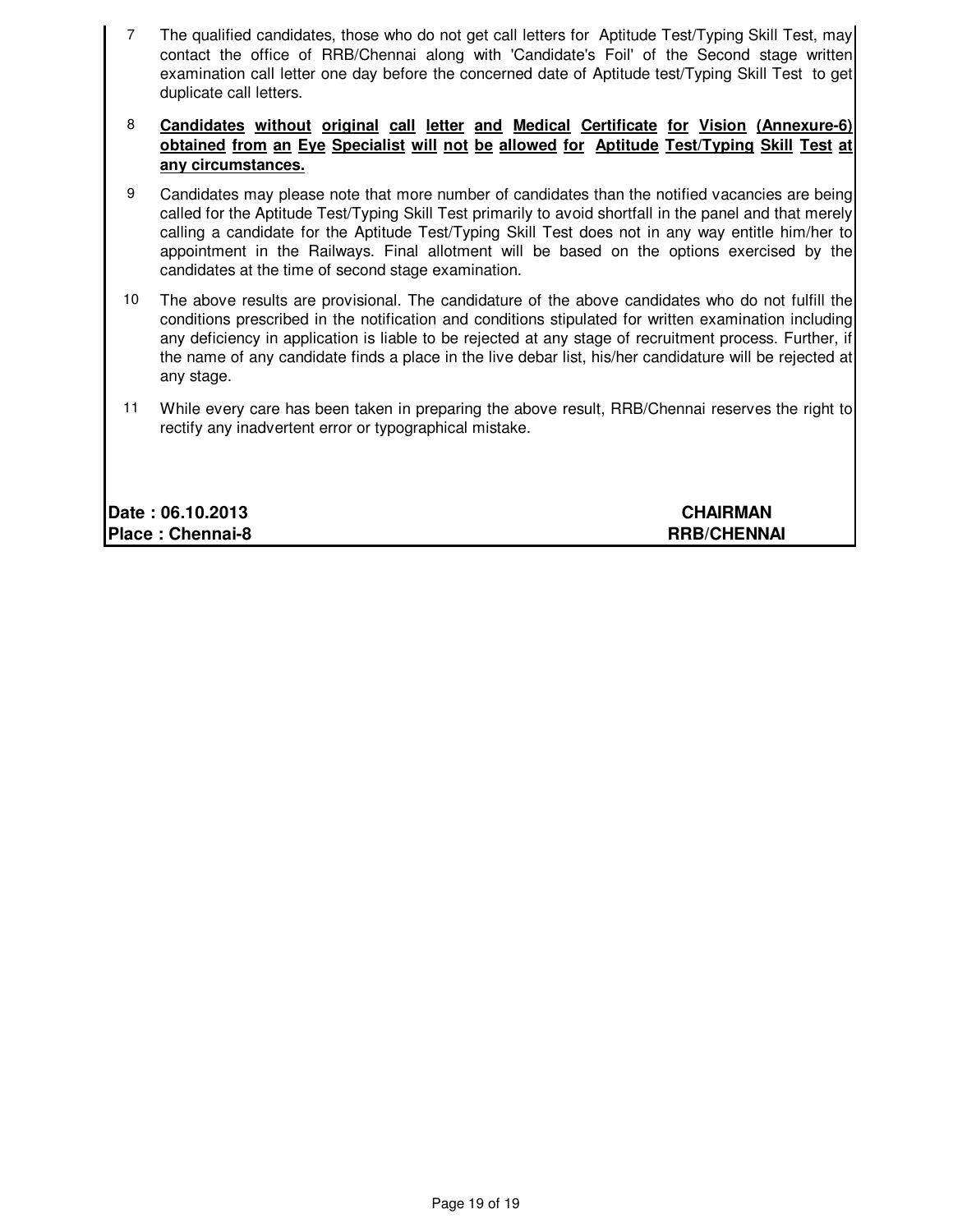7. The qualified candidates, those who do not get call letters for Aptitude Test/Typing Skill Test, may contact the office of RRB/Chennai along with 'Candidate's Foil' of the Second stage written examination call letter one day before the concerned date of Aptitude test/Typing Skill Test to get duplicate call letters.

8. **Candidates without original call letter and Medical Certificate for Vision (Annexure-6) obtained from an Eye Specialist will not be allowed for Aptitude Test/Typing Skill Test at any circumstances.**

9. Candidates may please note that more number of candidates than the notified vacancies are being called for the Aptitude Test/Typing Skill Test primarily to avoid shortfall in the panel and that merely calling a candidate for the Aptitude Test/Typing Skill Test does not in any way entitle him/her to appointment in the Railways. Final allotment will be based on the options exercised by the candidates at the time of second stage examination.

10. The above results are provisional. The candidature of the above candidates who do not fulfill the conditions prescribed in the notification and conditions stipulated for written examination including any deficiency in application is liable to be rejected at any stage of recruitment process. Further, if the name of any candidate finds a place in the live debar list, his/her candidature will be rejected at any stage.

11. While every care has been taken in preparing the above result, RRB/Chennai reserves the right to rectify any inadvertent error or typographical mistake.

**Date : 06.10.2013** | **CHAIRMAN**
**Place : Chennai-8** | **RRB/CHENNAI**